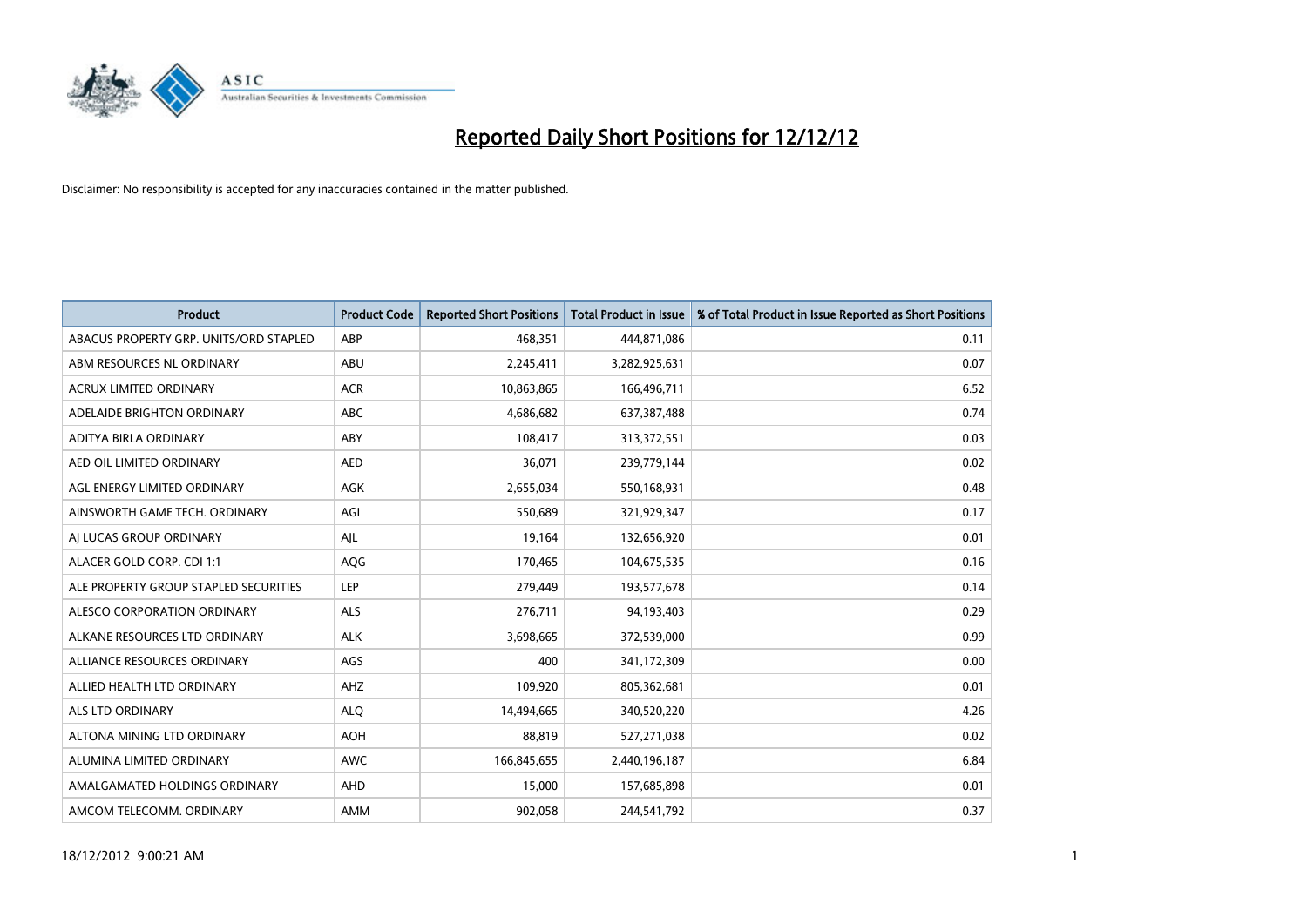# Reported Daily Short Positions for 12/12/12

Disclaimer: No responsibility is accepted for any inaccuracies contained in the matter published.

| Product | Product Code | Reported Short Positions | Total Product in Issue | % of Total Product in Issue Reported as Short Positions |
|---|---|---|---|---|
| ABACUS PROPERTY GRP. UNITS/ORD STAPLED | ABP | 468,351 | 444,871,086 | 0.11 |
| ABM RESOURCES NL ORDINARY | ABU | 2,245,411 | 3,282,925,631 | 0.07 |
| ACRUX LIMITED ORDINARY | ACR | 10,863,865 | 166,496,711 | 6.52 |
| ADELAIDE BRIGHTON ORDINARY | ABC | 4,686,682 | 637,387,488 | 0.74 |
| ADITYA BIRLA ORDINARY | ABY | 108,417 | 313,372,551 | 0.03 |
| AED OIL LIMITED ORDINARY | AED | 36,071 | 239,779,144 | 0.02 |
| AGL ENERGY LIMITED ORDINARY | AGK | 2,655,034 | 550,168,931 | 0.48 |
| AINSWORTH GAME TECH. ORDINARY | AGI | 550,689 | 321,929,347 | 0.17 |
| AJ LUCAS GROUP ORDINARY | AJL | 19,164 | 132,656,920 | 0.01 |
| ALACER GOLD CORP. CDI 1:1 | AQG | 170,465 | 104,675,535 | 0.16 |
| ALE PROPERTY GROUP STAPLED SECURITIES | LEP | 279,449 | 193,577,678 | 0.14 |
| ALESCO CORPORATION ORDINARY | ALS | 276,711 | 94,193,403 | 0.29 |
| ALKANE RESOURCES LTD ORDINARY | ALK | 3,698,665 | 372,539,000 | 0.99 |
| ALLIANCE RESOURCES ORDINARY | AGS | 400 | 341,172,309 | 0.00 |
| ALLIED HEALTH LTD ORDINARY | AHZ | 109,920 | 805,362,681 | 0.01 |
| ALS LTD ORDINARY | ALQ | 14,494,665 | 340,520,220 | 4.26 |
| ALTONA MINING LTD ORDINARY | AOH | 88,819 | 527,271,038 | 0.02 |
| ALUMINA LIMITED ORDINARY | AWC | 166,845,655 | 2,440,196,187 | 6.84 |
| AMALGAMATED HOLDINGS ORDINARY | AHD | 15,000 | 157,685,898 | 0.01 |
| AMCOM TELECOMM. ORDINARY | AMM | 902,058 | 244,541,792 | 0.37 |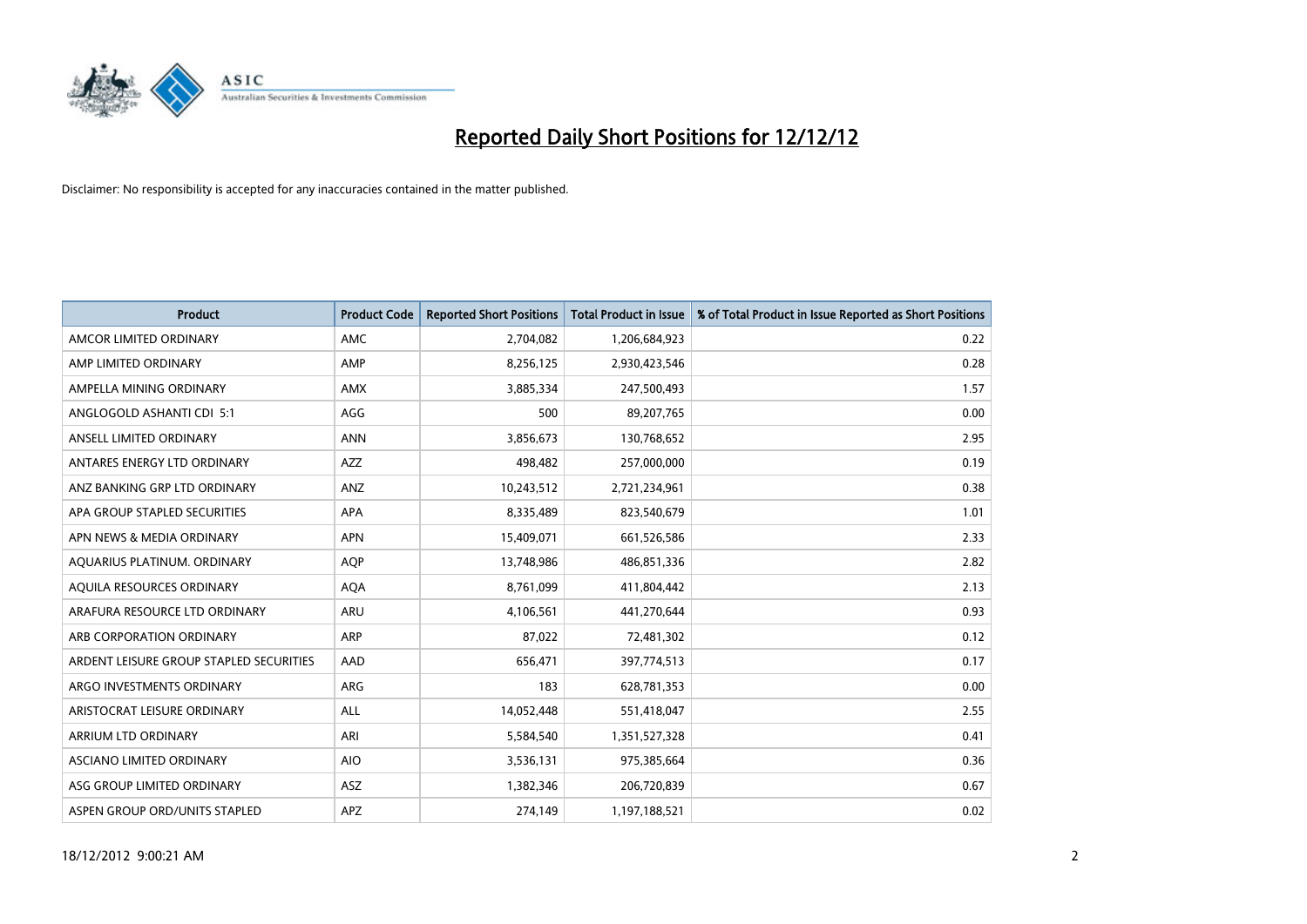# Reported Daily Short Positions for 12/12/12

Disclaimer: No responsibility is accepted for any inaccuracies contained in the matter published.

| Product | Product Code | Reported Short Positions | Total Product in Issue | % of Total Product in Issue Reported as Short Positions |
|---|---|---|---|---|
| AMCOR LIMITED ORDINARY | AMC | 2,704,082 | 1,206,684,923 | 0.22 |
| AMP LIMITED ORDINARY | AMP | 8,256,125 | 2,930,423,546 | 0.28 |
| AMPELLA MINING ORDINARY | AMX | 3,885,334 | 247,500,493 | 1.57 |
| ANGLOGOLD ASHANTI CDI 5:1 | AGG | 500 | 89,207,765 | 0.00 |
| ANSELL LIMITED ORDINARY | ANN | 3,856,673 | 130,768,652 | 2.95 |
| ANTARES ENERGY LTD ORDINARY | AZZ | 498,482 | 257,000,000 | 0.19 |
| ANZ BANKING GRP LTD ORDINARY | ANZ | 10,243,512 | 2,721,234,961 | 0.38 |
| APA GROUP STAPLED SECURITIES | APA | 8,335,489 | 823,540,679 | 1.01 |
| APN NEWS & MEDIA ORDINARY | APN | 15,409,071 | 661,526,586 | 2.33 |
| AQUARIUS PLATINUM. ORDINARY | AQP | 13,748,986 | 486,851,336 | 2.82 |
| AQUILA RESOURCES ORDINARY | AQA | 8,761,099 | 411,804,442 | 2.13 |
| ARAFURA RESOURCE LTD ORDINARY | ARU | 4,106,561 | 441,270,644 | 0.93 |
| ARB CORPORATION ORDINARY | ARP | 87,022 | 72,481,302 | 0.12 |
| ARDENT LEISURE GROUP STAPLED SECURITIES | AAD | 656,471 | 397,774,513 | 0.17 |
| ARGO INVESTMENTS ORDINARY | ARG | 183 | 628,781,353 | 0.00 |
| ARISTOCRAT LEISURE ORDINARY | ALL | 14,052,448 | 551,418,047 | 2.55 |
| ARRIUM LTD ORDINARY | ARI | 5,584,540 | 1,351,527,328 | 0.41 |
| ASCIANO LIMITED ORDINARY | AIO | 3,536,131 | 975,385,664 | 0.36 |
| ASG GROUP LIMITED ORDINARY | ASZ | 1,382,346 | 206,720,839 | 0.67 |
| ASPEN GROUP ORD/UNITS STAPLED | APZ | 274,149 | 1,197,188,521 | 0.02 |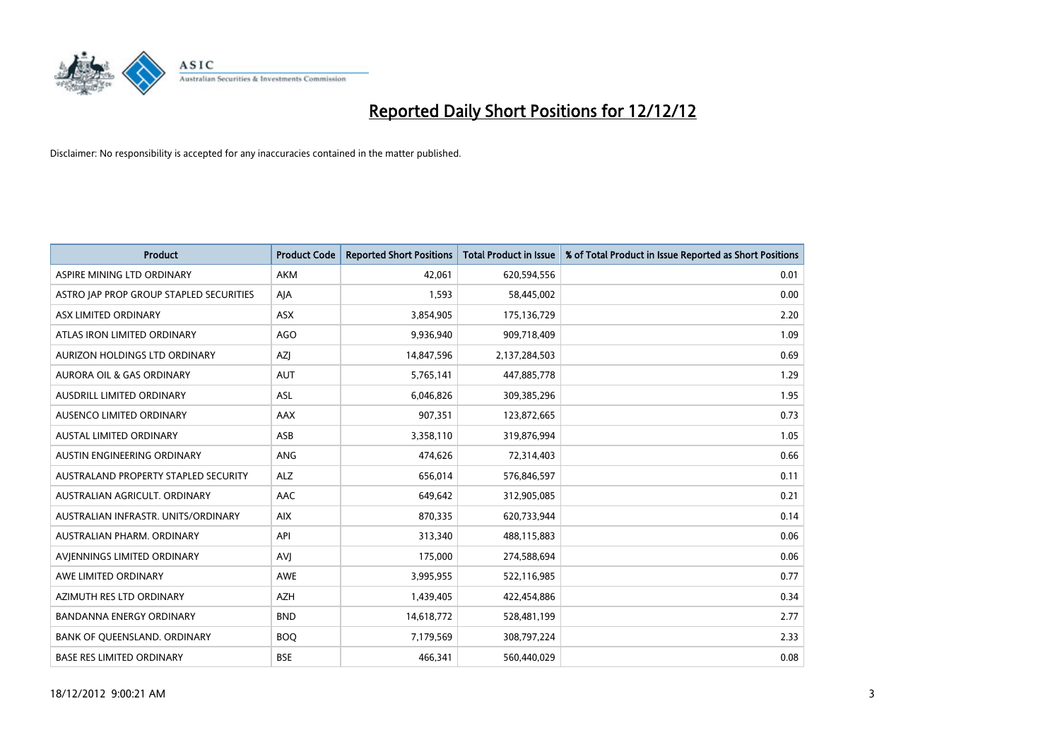# Reported Daily Short Positions for 12/12/12

Disclaimer: No responsibility is accepted for any inaccuracies contained in the matter published.

| Product | Product Code | Reported Short Positions | Total Product in Issue | % of Total Product in Issue Reported as Short Positions |
|---|---|---|---|---|
| ASPIRE MINING LTD ORDINARY | AKM | 42,061 | 620,594,556 | 0.01 |
| ASTRO JAP PROP GROUP STAPLED SECURITIES | AJA | 1,593 | 58,445,002 | 0.00 |
| ASX LIMITED ORDINARY | ASX | 3,854,905 | 175,136,729 | 2.20 |
| ATLAS IRON LIMITED ORDINARY | AGO | 9,936,940 | 909,718,409 | 1.09 |
| AURIZON HOLDINGS LTD ORDINARY | AZJ | 14,847,596 | 2,137,284,503 | 0.69 |
| AURORA OIL & GAS ORDINARY | AUT | 5,765,141 | 447,885,778 | 1.29 |
| AUSDRILL LIMITED ORDINARY | ASL | 6,046,826 | 309,385,296 | 1.95 |
| AUSENCO LIMITED ORDINARY | AAX | 907,351 | 123,872,665 | 0.73 |
| AUSTAL LIMITED ORDINARY | ASB | 3,358,110 | 319,876,994 | 1.05 |
| AUSTIN ENGINEERING ORDINARY | ANG | 474,626 | 72,314,403 | 0.66 |
| AUSTRALAND PROPERTY STAPLED SECURITY | ALZ | 656,014 | 576,846,597 | 0.11 |
| AUSTRALIAN AGRICULT. ORDINARY | AAC | 649,642 | 312,905,085 | 0.21 |
| AUSTRALIAN INFRASTR. UNITS/ORDINARY | AIX | 870,335 | 620,733,944 | 0.14 |
| AUSTRALIAN PHARM. ORDINARY | API | 313,340 | 488,115,883 | 0.06 |
| AVJENNINGS LIMITED ORDINARY | AVJ | 175,000 | 274,588,694 | 0.06 |
| AWE LIMITED ORDINARY | AWE | 3,995,955 | 522,116,985 | 0.77 |
| AZIMUTH RES LTD ORDINARY | AZH | 1,439,405 | 422,454,886 | 0.34 |
| BANDANNA ENERGY ORDINARY | BND | 14,618,772 | 528,481,199 | 2.77 |
| BANK OF QUEENSLAND. ORDINARY | BOQ | 7,179,569 | 308,797,224 | 2.33 |
| BASE RES LIMITED ORDINARY | BSE | 466,341 | 560,440,029 | 0.08 |

18/12/2012 9:00:21 AM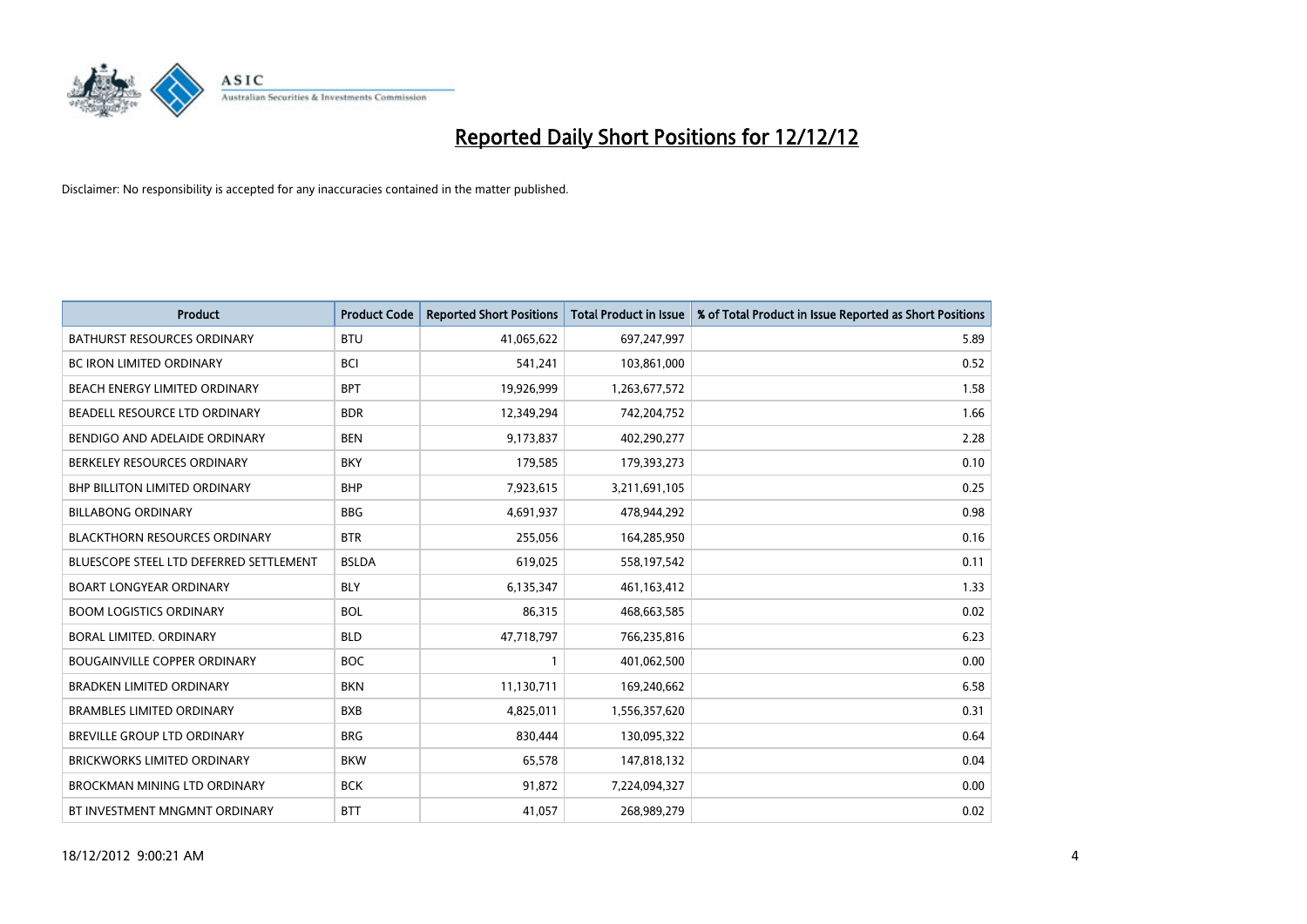# Reported Daily Short Positions for 12/12/12

Disclaimer: No responsibility is accepted for any inaccuracies contained in the matter published.

| Product | Product Code | Reported Short Positions | Total Product in Issue | % of Total Product in Issue Reported as Short Positions |
|---|---|---|---|---|
| BATHURST RESOURCES ORDINARY | BTU | 41,065,622 | 697,247,997 | 5.89 |
| BC IRON LIMITED ORDINARY | BCI | 541,241 | 103,861,000 | 0.52 |
| BEACH ENERGY LIMITED ORDINARY | BPT | 19,926,999 | 1,263,677,572 | 1.58 |
| BEADELL RESOURCE LTD ORDINARY | BDR | 12,349,294 | 742,204,752 | 1.66 |
| BENDIGO AND ADELAIDE ORDINARY | BEN | 9,173,837 | 402,290,277 | 2.28 |
| BERKELEY RESOURCES ORDINARY | BKY | 179,585 | 179,393,273 | 0.10 |
| BHP BILLITON LIMITED ORDINARY | BHP | 7,923,615 | 3,211,691,105 | 0.25 |
| BILLABONG ORDINARY | BBG | 4,691,937 | 478,944,292 | 0.98 |
| BLACKTHORN RESOURCES ORDINARY | BTR | 255,056 | 164,285,950 | 0.16 |
| BLUESCOPE STEEL LTD DEFERRED SETTLEMENT | BSLDA | 619,025 | 558,197,542 | 0.11 |
| BOART LONGYEAR ORDINARY | BLY | 6,135,347 | 461,163,412 | 1.33 |
| BOOM LOGISTICS ORDINARY | BOL | 86,315 | 468,663,585 | 0.02 |
| BORAL LIMITED. ORDINARY | BLD | 47,718,797 | 766,235,816 | 6.23 |
| BOUGAINVILLE COPPER ORDINARY | BOC | 1 | 401,062,500 | 0.00 |
| BRADKEN LIMITED ORDINARY | BKN | 11,130,711 | 169,240,662 | 6.58 |
| BRAMBLES LIMITED ORDINARY | BXB | 4,825,011 | 1,556,357,620 | 0.31 |
| BREVILLE GROUP LTD ORDINARY | BRG | 830,444 | 130,095,322 | 0.64 |
| BRICKWORKS LIMITED ORDINARY | BKW | 65,578 | 147,818,132 | 0.04 |
| BROCKMAN MINING LTD ORDINARY | BCK | 91,872 | 7,224,094,327 | 0.00 |
| BT INVESTMENT MNGMNT ORDINARY | BTT | 41,057 | 268,989,279 | 0.02 |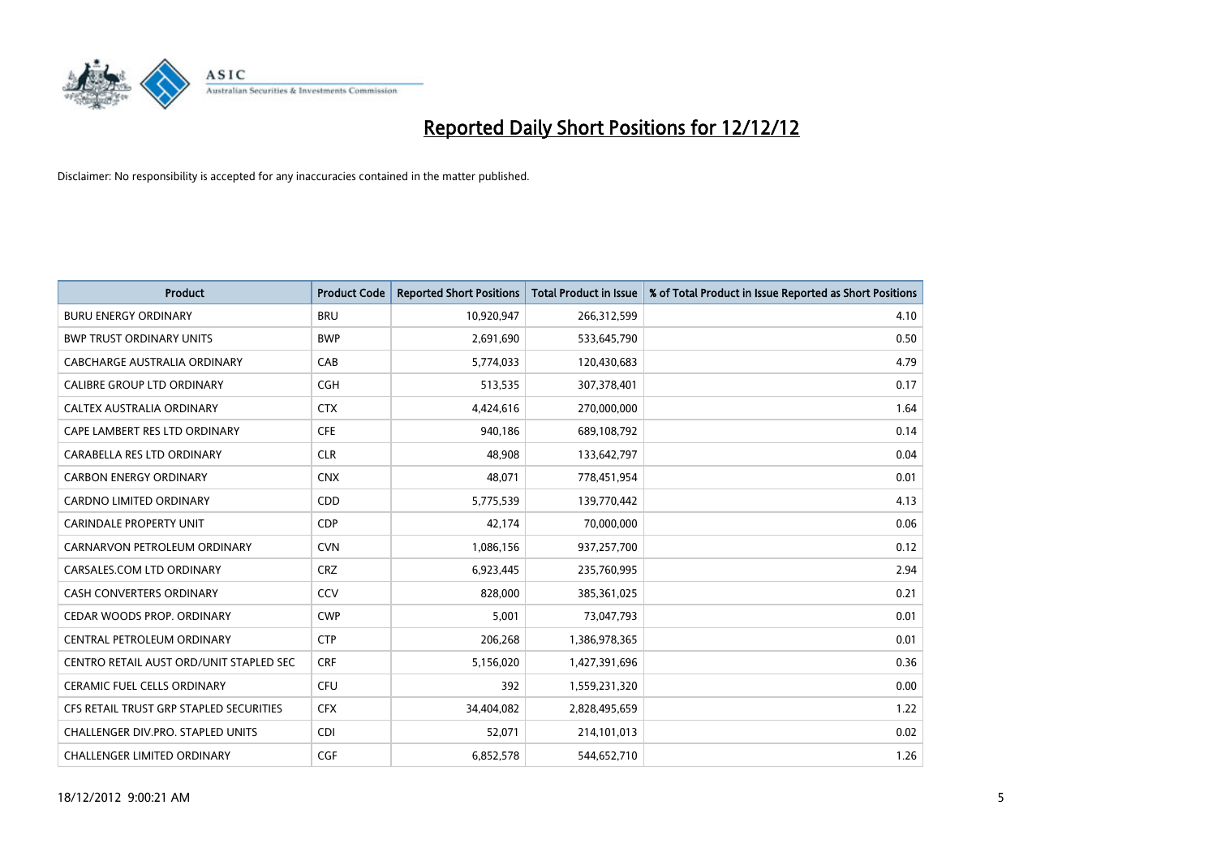# Reported Daily Short Positions for 12/12/12

Disclaimer: No responsibility is accepted for any inaccuracies contained in the matter published.

| Product | Product Code | Reported Short Positions | Total Product in Issue | % of Total Product in Issue Reported as Short Positions |
|---|---|---|---|---|
| BURU ENERGY ORDINARY | BRU | 10,920,947 | 266,312,599 | 4.10 |
| BWP TRUST ORDINARY UNITS | BWP | 2,691,690 | 533,645,790 | 0.50 |
| CABCHARGE AUSTRALIA ORDINARY | CAB | 5,774,033 | 120,430,683 | 4.79 |
| CALIBRE GROUP LTD ORDINARY | CGH | 513,535 | 307,378,401 | 0.17 |
| CALTEX AUSTRALIA ORDINARY | CTX | 4,424,616 | 270,000,000 | 1.64 |
| CAPE LAMBERT RES LTD ORDINARY | CFE | 940,186 | 689,108,792 | 0.14 |
| CARABELLA RES LTD ORDINARY | CLR | 48,908 | 133,642,797 | 0.04 |
| CARBON ENERGY ORDINARY | CNX | 48,071 | 778,451,954 | 0.01 |
| CARDNO LIMITED ORDINARY | CDD | 5,775,539 | 139,770,442 | 4.13 |
| CARINDALE PROPERTY UNIT | CDP | 42,174 | 70,000,000 | 0.06 |
| CARNARVON PETROLEUM ORDINARY | CVN | 1,086,156 | 937,257,700 | 0.12 |
| CARSALES.COM LTD ORDINARY | CRZ | 6,923,445 | 235,760,995 | 2.94 |
| CASH CONVERTERS ORDINARY | CCV | 828,000 | 385,361,025 | 0.21 |
| CEDAR WOODS PROP. ORDINARY | CWP | 5,001 | 73,047,793 | 0.01 |
| CENTRAL PETROLEUM ORDINARY | CTP | 206,268 | 1,386,978,365 | 0.01 |
| CENTRO RETAIL AUST ORD/UNIT STAPLED SEC | CRF | 5,156,020 | 1,427,391,696 | 0.36 |
| CERAMIC FUEL CELLS ORDINARY | CFU | 392 | 1,559,231,320 | 0.00 |
| CFS RETAIL TRUST GRP STAPLED SECURITIES | CFX | 34,404,082 | 2,828,495,659 | 1.22 |
| CHALLENGER DIV.PRO. STAPLED UNITS | CDI | 52,071 | 214,101,013 | 0.02 |
| CHALLENGER LIMITED ORDINARY | CGF | 6,852,578 | 544,652,710 | 1.26 |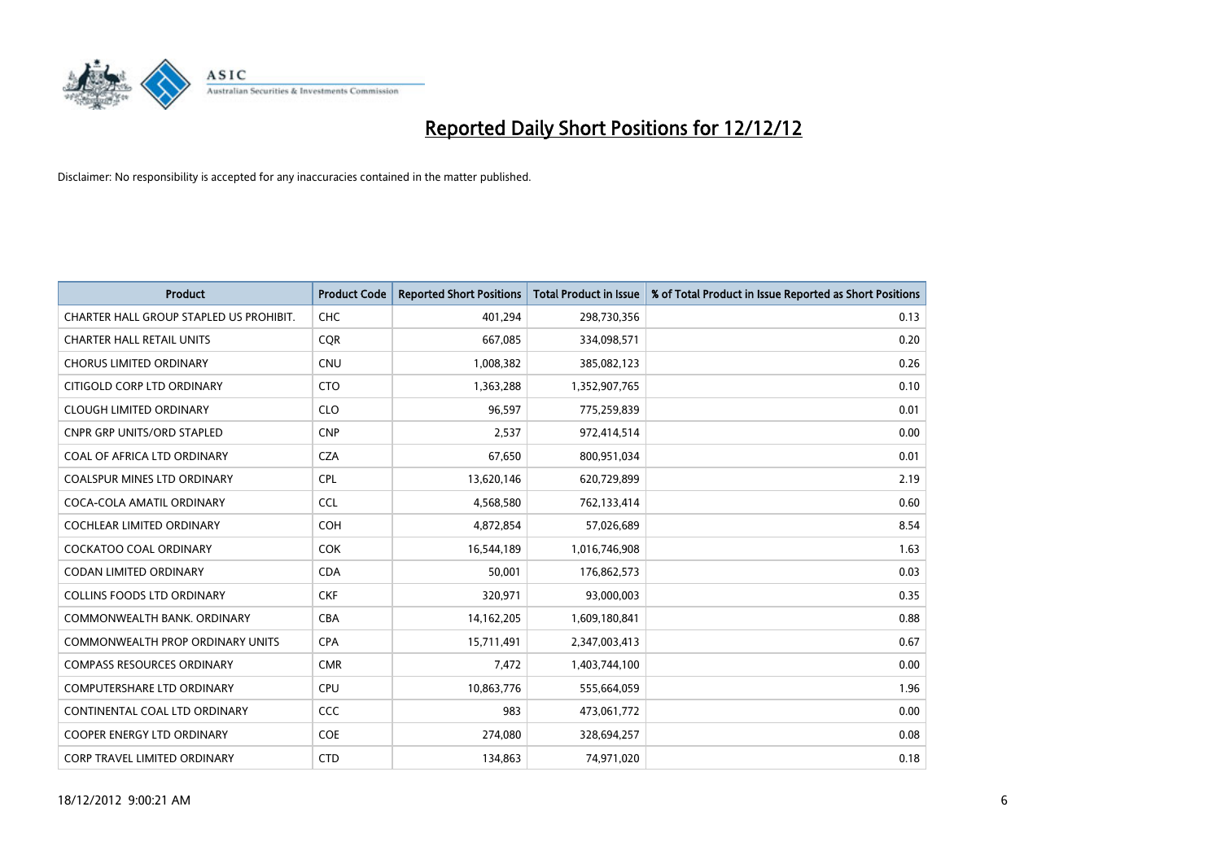# Reported Daily Short Positions for 12/12/12

Disclaimer: No responsibility is accepted for any inaccuracies contained in the matter published.

| Product | Product Code | Reported Short Positions | Total Product in Issue | % of Total Product in Issue Reported as Short Positions |
|---|---|---|---|---|
| CHARTER HALL GROUP STAPLED US PROHIBIT. | CHC | 401,294 | 298,730,356 | 0.13 |
| CHARTER HALL RETAIL UNITS | CQR | 667,085 | 334,098,571 | 0.20 |
| CHORUS LIMITED ORDINARY | CNU | 1,008,382 | 385,082,123 | 0.26 |
| CITIGOLD CORP LTD ORDINARY | CTO | 1,363,288 | 1,352,907,765 | 0.10 |
| CLOUGH LIMITED ORDINARY | CLO | 96,597 | 775,259,839 | 0.01 |
| CNPR GRP UNITS/ORD STAPLED | CNP | 2,537 | 972,414,514 | 0.00 |
| COAL OF AFRICA LTD ORDINARY | CZA | 67,650 | 800,951,034 | 0.01 |
| COALSPUR MINES LTD ORDINARY | CPL | 13,620,146 | 620,729,899 | 2.19 |
| COCA-COLA AMATIL ORDINARY | CCL | 4,568,580 | 762,133,414 | 0.60 |
| COCHLEAR LIMITED ORDINARY | COH | 4,872,854 | 57,026,689 | 8.54 |
| COCKATOO COAL ORDINARY | COK | 16,544,189 | 1,016,746,908 | 1.63 |
| CODAN LIMITED ORDINARY | CDA | 50,001 | 176,862,573 | 0.03 |
| COLLINS FOODS LTD ORDINARY | CKF | 320,971 | 93,000,003 | 0.35 |
| COMMONWEALTH BANK. ORDINARY | CBA | 14,162,205 | 1,609,180,841 | 0.88 |
| COMMONWEALTH PROP ORDINARY UNITS | CPA | 15,711,491 | 2,347,003,413 | 0.67 |
| COMPASS RESOURCES ORDINARY | CMR | 7,472 | 1,403,744,100 | 0.00 |
| COMPUTERSHARE LTD ORDINARY | CPU | 10,863,776 | 555,664,059 | 1.96 |
| CONTINENTAL COAL LTD ORDINARY | CCC | 983 | 473,061,772 | 0.00 |
| COOPER ENERGY LTD ORDINARY | COE | 274,080 | 328,694,257 | 0.08 |
| CORP TRAVEL LIMITED ORDINARY | CTD | 134,863 | 74,971,020 | 0.18 |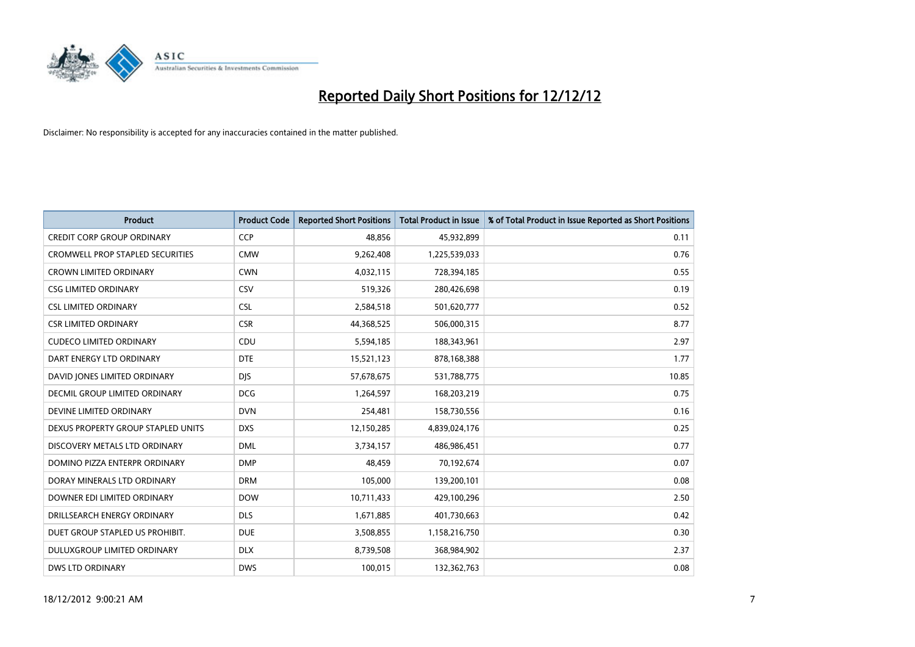# Reported Daily Short Positions for 12/12/12

Disclaimer: No responsibility is accepted for any inaccuracies contained in the matter published.

| Product | Product Code | Reported Short Positions | Total Product in Issue | % of Total Product in Issue Reported as Short Positions |
|---|---|---|---|---|
| CREDIT CORP GROUP ORDINARY | CCP | 48,856 | 45,932,899 | 0.11 |
| CROMWELL PROP STAPLED SECURITIES | CMW | 9,262,408 | 1,225,539,033 | 0.76 |
| CROWN LIMITED ORDINARY | CWN | 4,032,115 | 728,394,185 | 0.55 |
| CSG LIMITED ORDINARY | CSV | 519,326 | 280,426,698 | 0.19 |
| CSL LIMITED ORDINARY | CSL | 2,584,518 | 501,620,777 | 0.52 |
| CSR LIMITED ORDINARY | CSR | 44,368,525 | 506,000,315 | 8.77 |
| CUDECO LIMITED ORDINARY | CDU | 5,594,185 | 188,343,961 | 2.97 |
| DART ENERGY LTD ORDINARY | DTE | 15,521,123 | 878,168,388 | 1.77 |
| DAVID JONES LIMITED ORDINARY | DJS | 57,678,675 | 531,788,775 | 10.85 |
| DECMIL GROUP LIMITED ORDINARY | DCG | 1,264,597 | 168,203,219 | 0.75 |
| DEVINE LIMITED ORDINARY | DVN | 254,481 | 158,730,556 | 0.16 |
| DEXUS PROPERTY GROUP STAPLED UNITS | DXS | 12,150,285 | 4,839,024,176 | 0.25 |
| DISCOVERY METALS LTD ORDINARY | DML | 3,734,157 | 486,986,451 | 0.77 |
| DOMINO PIZZA ENTERPR ORDINARY | DMP | 48,459 | 70,192,674 | 0.07 |
| DORAY MINERALS LTD ORDINARY | DRM | 105,000 | 139,200,101 | 0.08 |
| DOWNER EDI LIMITED ORDINARY | DOW | 10,711,433 | 429,100,296 | 2.50 |
| DRILLSEARCH ENERGY ORDINARY | DLS | 1,671,885 | 401,730,663 | 0.42 |
| DUET GROUP STAPLED US PROHIBIT. | DUE | 3,508,855 | 1,158,216,750 | 0.30 |
| DULUXGROUP LIMITED ORDINARY | DLX | 8,739,508 | 368,984,902 | 2.37 |
| DWS LTD ORDINARY | DWS | 100,015 | 132,362,763 | 0.08 |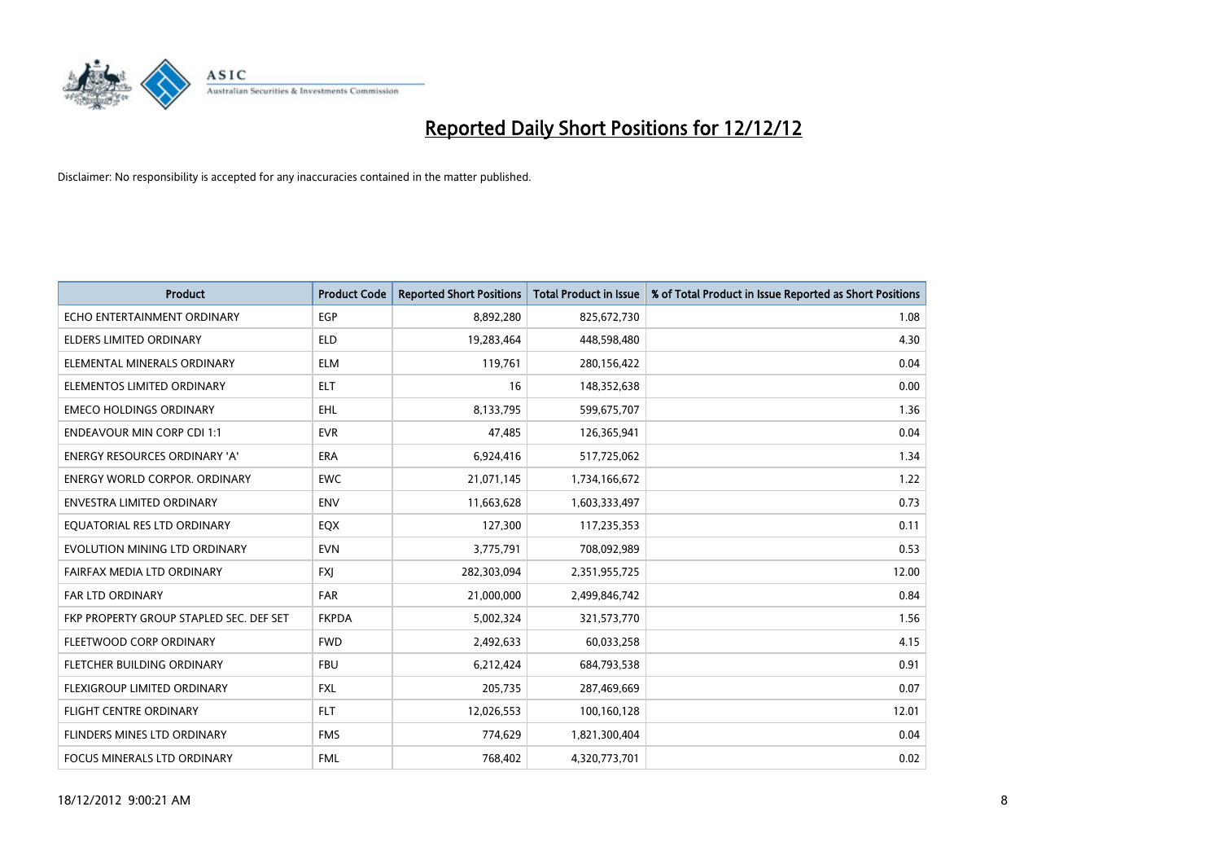# Reported Daily Short Positions for 12/12/12

Disclaimer: No responsibility is accepted for any inaccuracies contained in the matter published.

| Product | Product Code | Reported Short Positions | Total Product in Issue | % of Total Product in Issue Reported as Short Positions |
|---|---|---|---|---|
| ECHO ENTERTAINMENT ORDINARY | EGP | 8,892,280 | 825,672,730 | 1.08 |
| ELDERS LIMITED ORDINARY | ELD | 19,283,464 | 448,598,480 | 4.30 |
| ELEMENTAL MINERALS ORDINARY | ELM | 119,761 | 280,156,422 | 0.04 |
| ELEMENTOS LIMITED ORDINARY | ELT | 16 | 148,352,638 | 0.00 |
| EMECO HOLDINGS ORDINARY | EHL | 8,133,795 | 599,675,707 | 1.36 |
| ENDEAVOUR MIN CORP CDI 1:1 | EVR | 47,485 | 126,365,941 | 0.04 |
| ENERGY RESOURCES ORDINARY 'A' | ERA | 6,924,416 | 517,725,062 | 1.34 |
| ENERGY WORLD CORPOR. ORDINARY | EWC | 21,071,145 | 1,734,166,672 | 1.22 |
| ENVESTRA LIMITED ORDINARY | ENV | 11,663,628 | 1,603,333,497 | 0.73 |
| EQUATORIAL RES LTD ORDINARY | EQX | 127,300 | 117,235,353 | 0.11 |
| EVOLUTION MINING LTD ORDINARY | EVN | 3,775,791 | 708,092,989 | 0.53 |
| FAIRFAX MEDIA LTD ORDINARY | FXJ | 282,303,094 | 2,351,955,725 | 12.00 |
| FAR LTD ORDINARY | FAR | 21,000,000 | 2,499,846,742 | 0.84 |
| FKP PROPERTY GROUP STAPLED SEC. DEF SET | FKPDA | 5,002,324 | 321,573,770 | 1.56 |
| FLEETWOOD CORP ORDINARY | FWD | 2,492,633 | 60,033,258 | 4.15 |
| FLETCHER BUILDING ORDINARY | FBU | 6,212,424 | 684,793,538 | 0.91 |
| FLEXIGROUP LIMITED ORDINARY | FXL | 205,735 | 287,469,669 | 0.07 |
| FLIGHT CENTRE ORDINARY | FLT | 12,026,553 | 100,160,128 | 12.01 |
| FLINDERS MINES LTD ORDINARY | FMS | 774,629 | 1,821,300,404 | 0.04 |
| FOCUS MINERALS LTD ORDINARY | FML | 768,402 | 4,320,773,701 | 0.02 |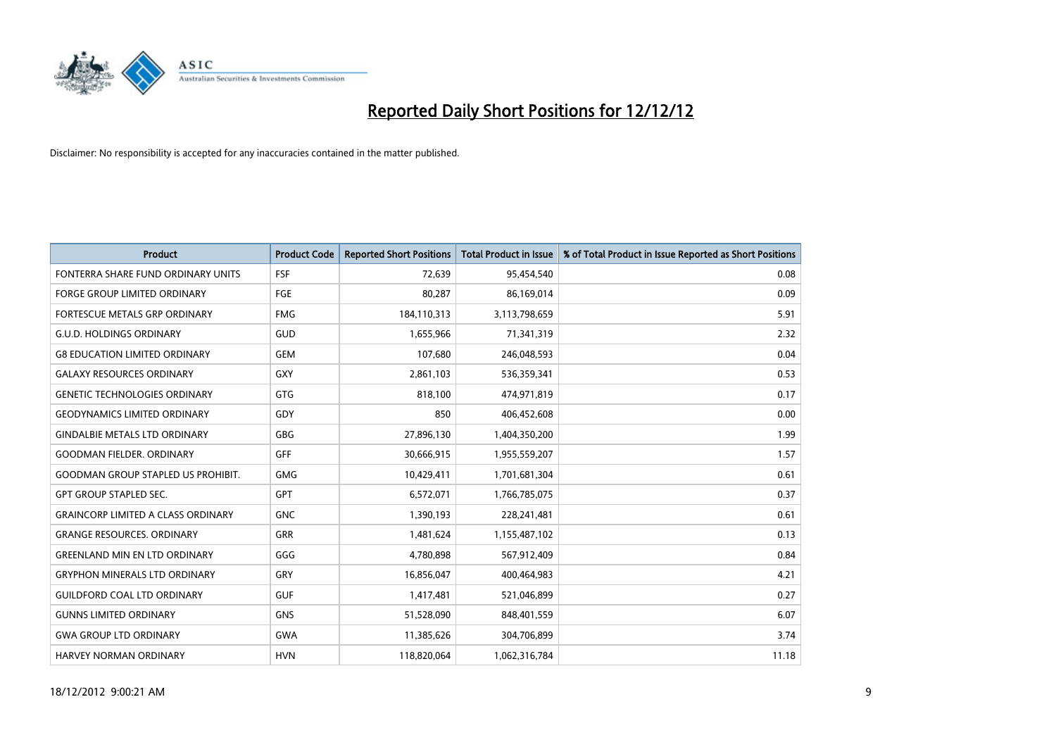# Reported Daily Short Positions for 12/12/12

Disclaimer: No responsibility is accepted for any inaccuracies contained in the matter published.

| Product | Product Code | Reported Short Positions | Total Product in Issue | % of Total Product in Issue Reported as Short Positions |
|---|---|---|---|---|
| FONTERRA SHARE FUND ORDINARY UNITS | FSF | 72,639 | 95,454,540 | 0.08 |
| FORGE GROUP LIMITED ORDINARY | FGE | 80,287 | 86,169,014 | 0.09 |
| FORTESCUE METALS GRP ORDINARY | FMG | 184,110,313 | 3,113,798,659 | 5.91 |
| G.U.D. HOLDINGS ORDINARY | GUD | 1,655,966 | 71,341,319 | 2.32 |
| G8 EDUCATION LIMITED ORDINARY | GEM | 107,680 | 246,048,593 | 0.04 |
| GALAXY RESOURCES ORDINARY | GXY | 2,861,103 | 536,359,341 | 0.53 |
| GENETIC TECHNOLOGIES ORDINARY | GTG | 818,100 | 474,971,819 | 0.17 |
| GEODYNAMICS LIMITED ORDINARY | GDY | 850 | 406,452,608 | 0.00 |
| GINDALBIE METALS LTD ORDINARY | GBG | 27,896,130 | 1,404,350,200 | 1.99 |
| GOODMAN FIELDER. ORDINARY | GFF | 30,666,915 | 1,955,559,207 | 1.57 |
| GOODMAN GROUP STAPLED US PROHIBIT. | GMG | 10,429,411 | 1,701,681,304 | 0.61 |
| GPT GROUP STAPLED SEC. | GPT | 6,572,071 | 1,766,785,075 | 0.37 |
| GRAINCORP LIMITED A CLASS ORDINARY | GNC | 1,390,193 | 228,241,481 | 0.61 |
| GRANGE RESOURCES. ORDINARY | GRR | 1,481,624 | 1,155,487,102 | 0.13 |
| GREENLAND MIN EN LTD ORDINARY | GGG | 4,780,898 | 567,912,409 | 0.84 |
| GRYPHON MINERALS LTD ORDINARY | GRY | 16,856,047 | 400,464,983 | 4.21 |
| GUILDFORD COAL LTD ORDINARY | GUF | 1,417,481 | 521,046,899 | 0.27 |
| GUNNS LIMITED ORDINARY | GNS | 51,528,090 | 848,401,559 | 6.07 |
| GWA GROUP LTD ORDINARY | GWA | 11,385,626 | 304,706,899 | 3.74 |
| HARVEY NORMAN ORDINARY | HVN | 118,820,064 | 1,062,316,784 | 11.18 |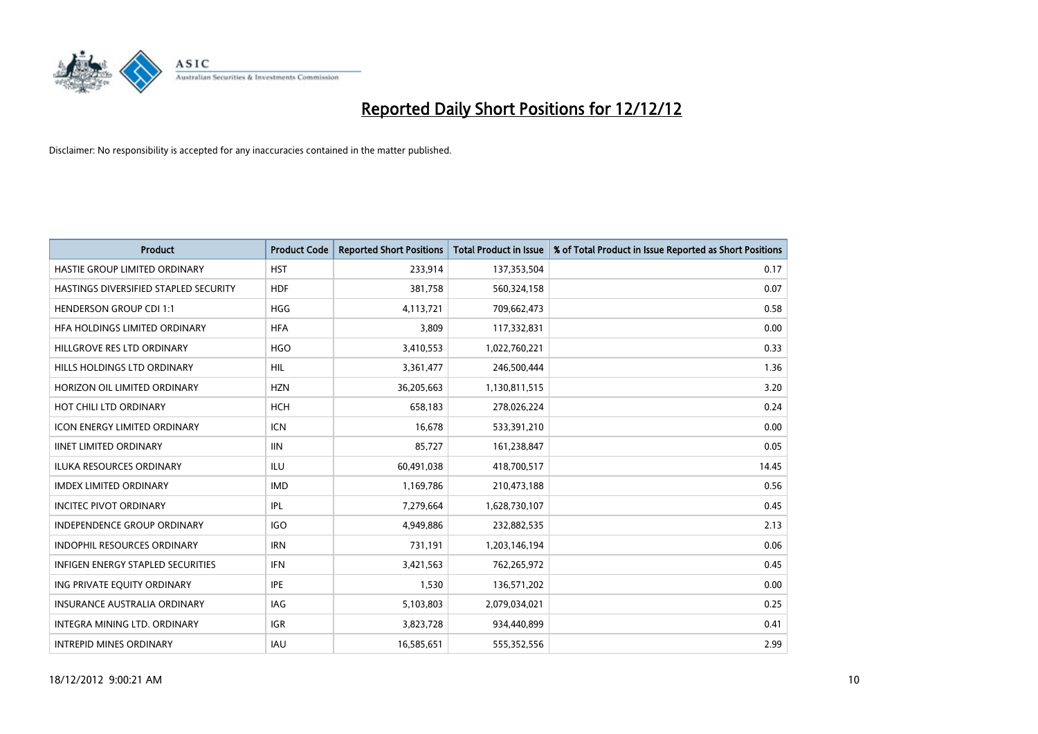# Reported Daily Short Positions for 12/12/12

Disclaimer: No responsibility is accepted for any inaccuracies contained in the matter published.

| Product | Product Code | Reported Short Positions | Total Product in Issue | % of Total Product in Issue Reported as Short Positions |
|---|---|---|---|---|
| HASTIE GROUP LIMITED ORDINARY | HST | 233,914 | 137,353,504 | 0.17 |
| HASTINGS DIVERSIFIED STAPLED SECURITY | HDF | 381,758 | 560,324,158 | 0.07 |
| HENDERSON GROUP CDI 1:1 | HGG | 4,113,721 | 709,662,473 | 0.58 |
| HFA HOLDINGS LIMITED ORDINARY | HFA | 3,809 | 117,332,831 | 0.00 |
| HILLGROVE RES LTD ORDINARY | HGO | 3,410,553 | 1,022,760,221 | 0.33 |
| HILLS HOLDINGS LTD ORDINARY | HIL | 3,361,477 | 246,500,444 | 1.36 |
| HORIZON OIL LIMITED ORDINARY | HZN | 36,205,663 | 1,130,811,515 | 3.20 |
| HOT CHILI LTD ORDINARY | HCH | 658,183 | 278,026,224 | 0.24 |
| ICON ENERGY LIMITED ORDINARY | ICN | 16,678 | 533,391,210 | 0.00 |
| IINET LIMITED ORDINARY | IIN | 85,727 | 161,238,847 | 0.05 |
| ILUKA RESOURCES ORDINARY | ILU | 60,491,038 | 418,700,517 | 14.45 |
| IMDEX LIMITED ORDINARY | IMD | 1,169,786 | 210,473,188 | 0.56 |
| INCITEC PIVOT ORDINARY | IPL | 7,279,664 | 1,628,730,107 | 0.45 |
| INDEPENDENCE GROUP ORDINARY | IGO | 4,949,886 | 232,882,535 | 2.13 |
| INDOPHIL RESOURCES ORDINARY | IRN | 731,191 | 1,203,146,194 | 0.06 |
| INFIGEN ENERGY STAPLED SECURITIES | IFN | 3,421,563 | 762,265,972 | 0.45 |
| ING PRIVATE EQUITY ORDINARY | IPE | 1,530 | 136,571,202 | 0.00 |
| INSURANCE AUSTRALIA ORDINARY | IAG | 5,103,803 | 2,079,034,021 | 0.25 |
| INTEGRA MINING LTD. ORDINARY | IGR | 3,823,728 | 934,440,899 | 0.41 |
| INTREPID MINES ORDINARY | IAU | 16,585,651 | 555,352,556 | 2.99 |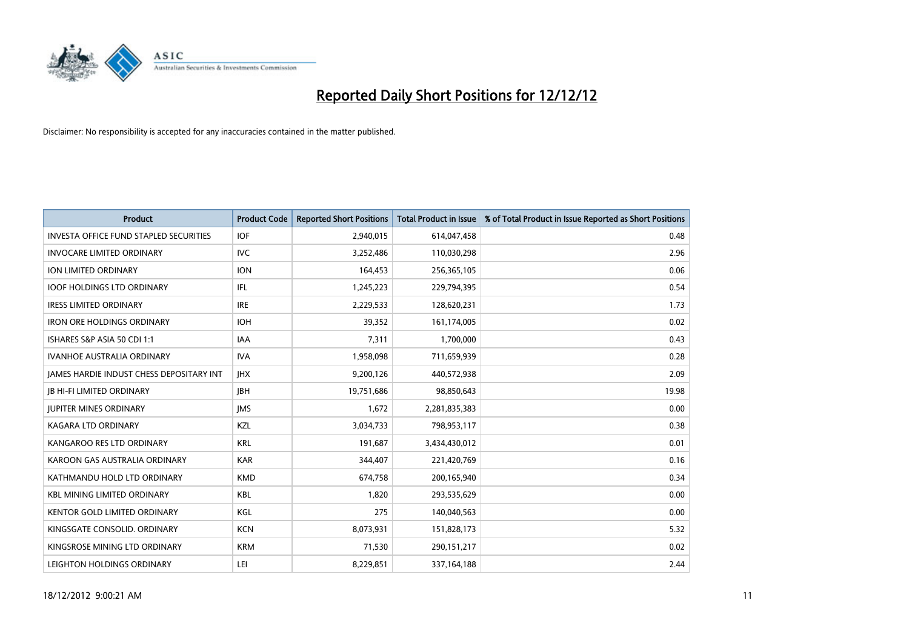# Reported Daily Short Positions for 12/12/12

Disclaimer: No responsibility is accepted for any inaccuracies contained in the matter published.

| Product | Product Code | Reported Short Positions | Total Product in Issue | % of Total Product in Issue Reported as Short Positions |
|---|---|---|---|---|
| INVESTA OFFICE FUND STAPLED SECURITIES | IOF | 2,940,015 | 614,047,458 | 0.48 |
| INVOCARE LIMITED ORDINARY | IVC | 3,252,486 | 110,030,298 | 2.96 |
| ION LIMITED ORDINARY | ION | 164,453 | 256,365,105 | 0.06 |
| IOOF HOLDINGS LTD ORDINARY | IFL | 1,245,223 | 229,794,395 | 0.54 |
| IRESS LIMITED ORDINARY | IRE | 2,229,533 | 128,620,231 | 1.73 |
| IRON ORE HOLDINGS ORDINARY | IOH | 39,352 | 161,174,005 | 0.02 |
| ISHARES S&P ASIA 50 CDI 1:1 | IAA | 7,311 | 1,700,000 | 0.43 |
| IVANHOE AUSTRALIA ORDINARY | IVA | 1,958,098 | 711,659,939 | 0.28 |
| JAMES HARDIE INDUST CHESS DEPOSITARY INT | JHX | 9,200,126 | 440,572,938 | 2.09 |
| JB HI-FI LIMITED ORDINARY | JBH | 19,751,686 | 98,850,643 | 19.98 |
| JUPITER MINES ORDINARY | JMS | 1,672 | 2,281,835,383 | 0.00 |
| KAGARA LTD ORDINARY | KZL | 3,034,733 | 798,953,117 | 0.38 |
| KANGAROO RES LTD ORDINARY | KRL | 191,687 | 3,434,430,012 | 0.01 |
| KAROON GAS AUSTRALIA ORDINARY | KAR | 344,407 | 221,420,769 | 0.16 |
| KATHMANDU HOLD LTD ORDINARY | KMD | 674,758 | 200,165,940 | 0.34 |
| KBL MINING LIMITED ORDINARY | KBL | 1,820 | 293,535,629 | 0.00 |
| KENTOR GOLD LIMITED ORDINARY | KGL | 275 | 140,040,563 | 0.00 |
| KINGSGATE CONSOLID. ORDINARY | KCN | 8,073,931 | 151,828,173 | 5.32 |
| KINGSROSE MINING LTD ORDINARY | KRM | 71,530 | 290,151,217 | 0.02 |
| LEIGHTON HOLDINGS ORDINARY | LEI | 8,229,851 | 337,164,188 | 2.44 |

18/12/2012 9:00:21 AM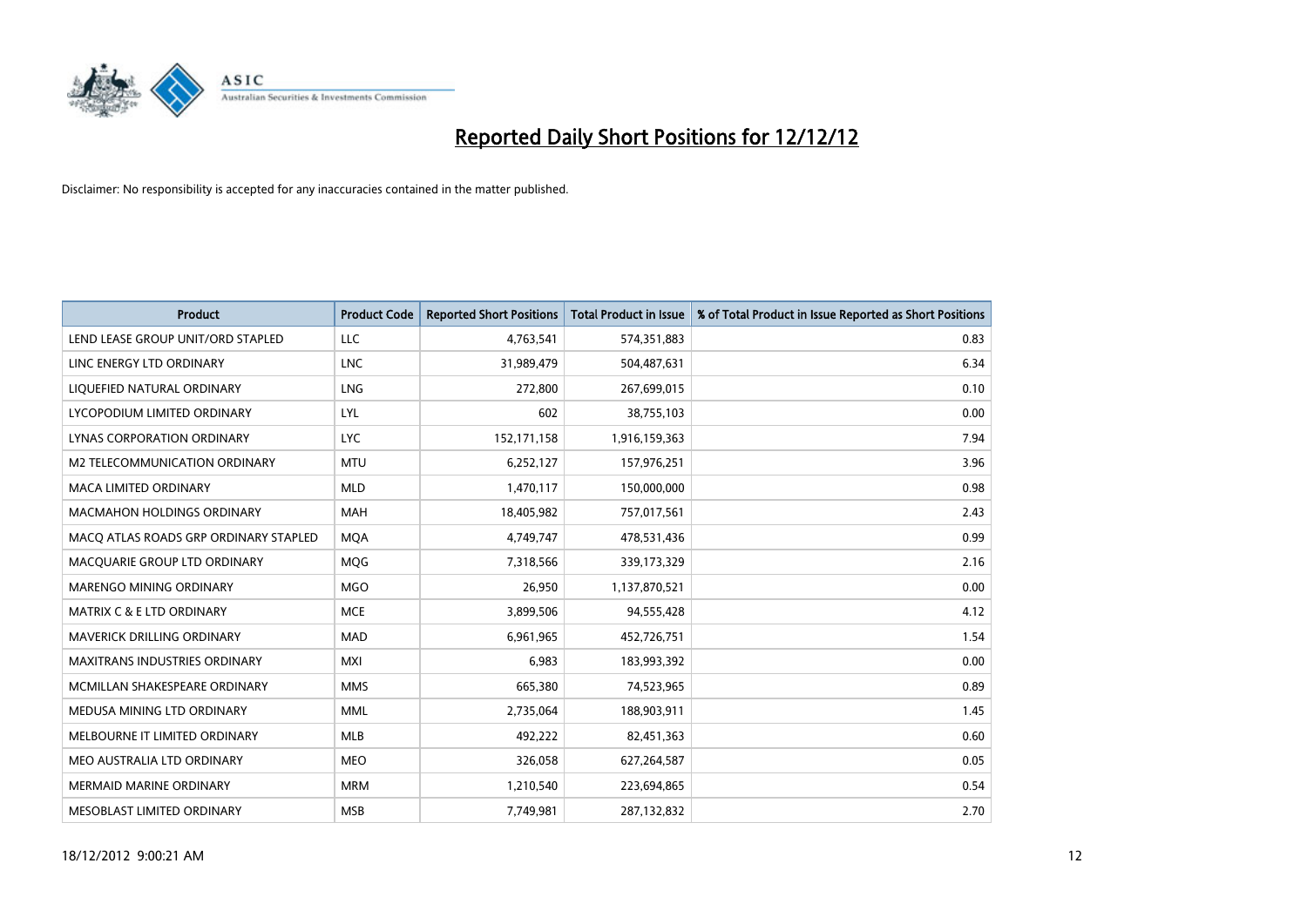# Reported Daily Short Positions for 12/12/12

Disclaimer: No responsibility is accepted for any inaccuracies contained in the matter published.

| Product | Product Code | Reported Short Positions | Total Product in Issue | % of Total Product in Issue Reported as Short Positions |
|---|---|---|---|---|
| LEND LEASE GROUP UNIT/ORD STAPLED | LLC | 4,763,541 | 574,351,883 | 0.83 |
| LINC ENERGY LTD ORDINARY | LNC | 31,989,479 | 504,487,631 | 6.34 |
| LIQUEFIED NATURAL ORDINARY | LNG | 272,800 | 267,699,015 | 0.10 |
| LYCOPODIUM LIMITED ORDINARY | LYL | 602 | 38,755,103 | 0.00 |
| LYNAS CORPORATION ORDINARY | LYC | 152,171,158 | 1,916,159,363 | 7.94 |
| M2 TELECOMMUNICATION ORDINARY | MTU | 6,252,127 | 157,976,251 | 3.96 |
| MACA LIMITED ORDINARY | MLD | 1,470,117 | 150,000,000 | 0.98 |
| MACMAHON HOLDINGS ORDINARY | MAH | 18,405,982 | 757,017,561 | 2.43 |
| MACQ ATLAS ROADS GRP ORDINARY STAPLED | MQA | 4,749,747 | 478,531,436 | 0.99 |
| MACQUARIE GROUP LTD ORDINARY | MQG | 7,318,566 | 339,173,329 | 2.16 |
| MARENGO MINING ORDINARY | MGO | 26,950 | 1,137,870,521 | 0.00 |
| MATRIX C & E LTD ORDINARY | MCE | 3,899,506 | 94,555,428 | 4.12 |
| MAVERICK DRILLING ORDINARY | MAD | 6,961,965 | 452,726,751 | 1.54 |
| MAXITRANS INDUSTRIES ORDINARY | MXI | 6,983 | 183,993,392 | 0.00 |
| MCMILLAN SHAKESPEARE ORDINARY | MMS | 665,380 | 74,523,965 | 0.89 |
| MEDUSA MINING LTD ORDINARY | MML | 2,735,064 | 188,903,911 | 1.45 |
| MELBOURNE IT LIMITED ORDINARY | MLB | 492,222 | 82,451,363 | 0.60 |
| MEO AUSTRALIA LTD ORDINARY | MEO | 326,058 | 627,264,587 | 0.05 |
| MERMAID MARINE ORDINARY | MRM | 1,210,540 | 223,694,865 | 0.54 |
| MESOBLAST LIMITED ORDINARY | MSB | 7,749,981 | 287,132,832 | 2.70 |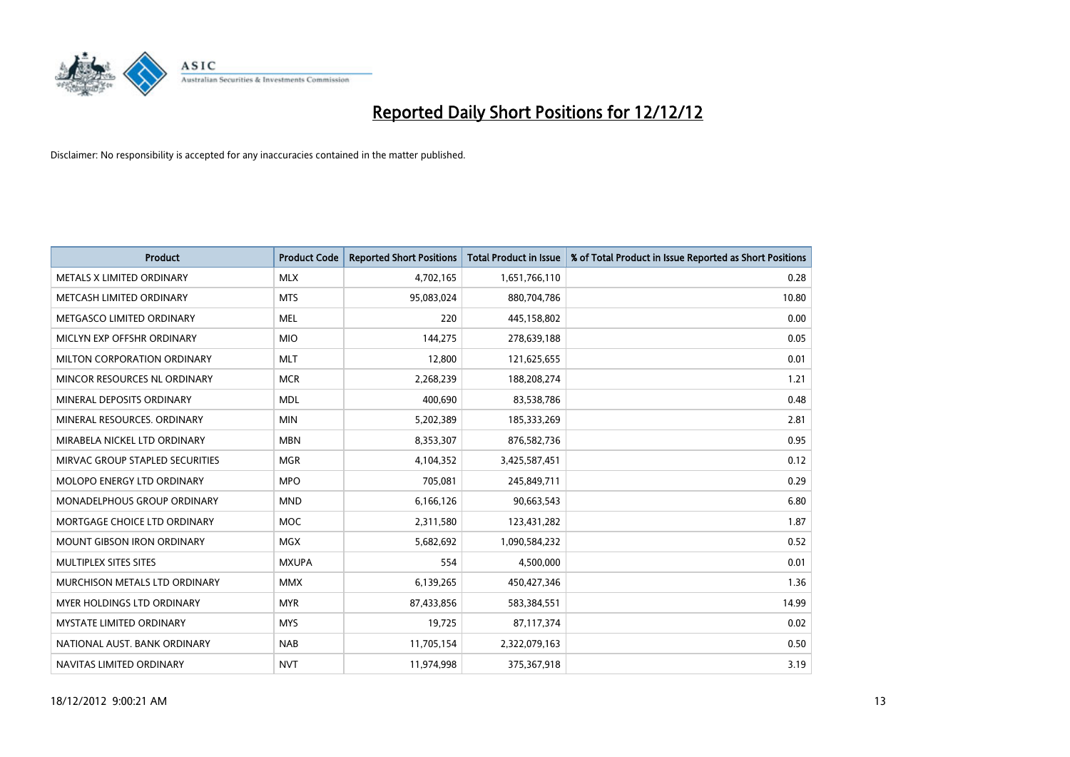# Reported Daily Short Positions for 12/12/12

Disclaimer: No responsibility is accepted for any inaccuracies contained in the matter published.

| Product | Product Code | Reported Short Positions | Total Product in Issue | % of Total Product in Issue Reported as Short Positions |
|---|---|---|---|---|
| METALS X LIMITED ORDINARY | MLX | 4,702,165 | 1,651,766,110 | 0.28 |
| METCASH LIMITED ORDINARY | MTS | 95,083,024 | 880,704,786 | 10.80 |
| METGASCO LIMITED ORDINARY | MEL | 220 | 445,158,802 | 0.00 |
| MICLYN EXP OFFSHR ORDINARY | MIO | 144,275 | 278,639,188 | 0.05 |
| MILTON CORPORATION ORDINARY | MLT | 12,800 | 121,625,655 | 0.01 |
| MINCOR RESOURCES NL ORDINARY | MCR | 2,268,239 | 188,208,274 | 1.21 |
| MINERAL DEPOSITS ORDINARY | MDL | 400,690 | 83,538,786 | 0.48 |
| MINERAL RESOURCES. ORDINARY | MIN | 5,202,389 | 185,333,269 | 2.81 |
| MIRABELA NICKEL LTD ORDINARY | MBN | 8,353,307 | 876,582,736 | 0.95 |
| MIRVAC GROUP STAPLED SECURITIES | MGR | 4,104,352 | 3,425,587,451 | 0.12 |
| MOLOPO ENERGY LTD ORDINARY | MPO | 705,081 | 245,849,711 | 0.29 |
| MONADELPHOUS GROUP ORDINARY | MND | 6,166,126 | 90,663,543 | 6.80 |
| MORTGAGE CHOICE LTD ORDINARY | MOC | 2,311,580 | 123,431,282 | 1.87 |
| MOUNT GIBSON IRON ORDINARY | MGX | 5,682,692 | 1,090,584,232 | 0.52 |
| MULTIPLEX SITES SITES | MXUPA | 554 | 4,500,000 | 0.01 |
| MURCHISON METALS LTD ORDINARY | MMX | 6,139,265 | 450,427,346 | 1.36 |
| MYER HOLDINGS LTD ORDINARY | MYR | 87,433,856 | 583,384,551 | 14.99 |
| MYSTATE LIMITED ORDINARY | MYS | 19,725 | 87,117,374 | 0.02 |
| NATIONAL AUST. BANK ORDINARY | NAB | 11,705,154 | 2,322,079,163 | 0.50 |
| NAVITAS LIMITED ORDINARY | NVT | 11,974,998 | 375,367,918 | 3.19 |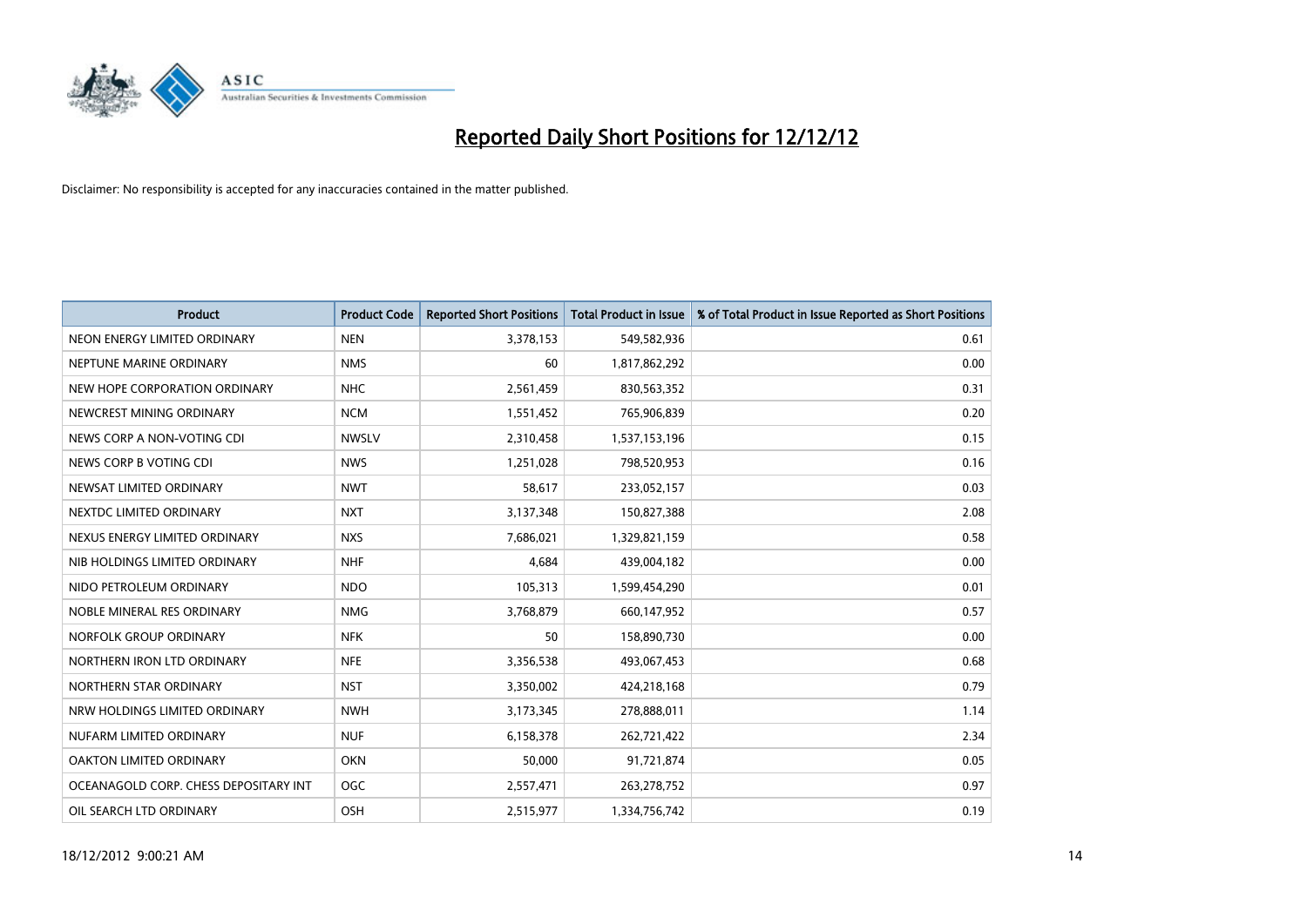# Reported Daily Short Positions for 12/12/12

Disclaimer: No responsibility is accepted for any inaccuracies contained in the matter published.

| Product | Product Code | Reported Short Positions | Total Product in Issue | % of Total Product in Issue Reported as Short Positions |
|---|---|---|---|---|
| NEON ENERGY LIMITED ORDINARY | NEN | 3,378,153 | 549,582,936 | 0.61 |
| NEPTUNE MARINE ORDINARY | NMS | 60 | 1,817,862,292 | 0.00 |
| NEW HOPE CORPORATION ORDINARY | NHC | 2,561,459 | 830,563,352 | 0.31 |
| NEWCREST MINING ORDINARY | NCM | 1,551,452 | 765,906,839 | 0.20 |
| NEWS CORP A NON-VOTING CDI | NWSLV | 2,310,458 | 1,537,153,196 | 0.15 |
| NEWS CORP B VOTING CDI | NWS | 1,251,028 | 798,520,953 | 0.16 |
| NEWSAT LIMITED ORDINARY | NWT | 58,617 | 233,052,157 | 0.03 |
| NEXTDC LIMITED ORDINARY | NXT | 3,137,348 | 150,827,388 | 2.08 |
| NEXUS ENERGY LIMITED ORDINARY | NXS | 7,686,021 | 1,329,821,159 | 0.58 |
| NIB HOLDINGS LIMITED ORDINARY | NHF | 4,684 | 439,004,182 | 0.00 |
| NIDO PETROLEUM ORDINARY | NDO | 105,313 | 1,599,454,290 | 0.01 |
| NOBLE MINERAL RES ORDINARY | NMG | 3,768,879 | 660,147,952 | 0.57 |
| NORFOLK GROUP ORDINARY | NFK | 50 | 158,890,730 | 0.00 |
| NORTHERN IRON LTD ORDINARY | NFE | 3,356,538 | 493,067,453 | 0.68 |
| NORTHERN STAR ORDINARY | NST | 3,350,002 | 424,218,168 | 0.79 |
| NRW HOLDINGS LIMITED ORDINARY | NWH | 3,173,345 | 278,888,011 | 1.14 |
| NUFARM LIMITED ORDINARY | NUF | 6,158,378 | 262,721,422 | 2.34 |
| OAKTON LIMITED ORDINARY | OKN | 50,000 | 91,721,874 | 0.05 |
| OCEANAGOLD CORP. CHESS DEPOSITARY INT | OGC | 2,557,471 | 263,278,752 | 0.97 |
| OIL SEARCH LTD ORDINARY | OSH | 2,515,977 | 1,334,756,742 | 0.19 |

18/12/2012 9:00:21 AM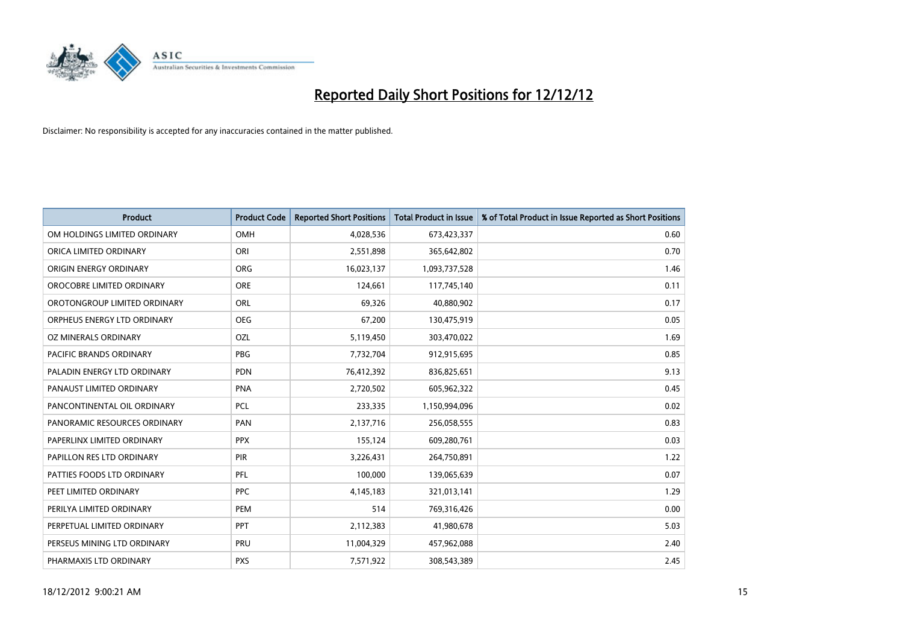# Reported Daily Short Positions for 12/12/12

Disclaimer: No responsibility is accepted for any inaccuracies contained in the matter published.

| Product | Product Code | Reported Short Positions | Total Product in Issue | % of Total Product in Issue Reported as Short Positions |
|---|---|---|---|---|
| OM HOLDINGS LIMITED ORDINARY | OMH | 4,028,536 | 673,423,337 | 0.60 |
| ORICA LIMITED ORDINARY | ORI | 2,551,898 | 365,642,802 | 0.70 |
| ORIGIN ENERGY ORDINARY | ORG | 16,023,137 | 1,093,737,528 | 1.46 |
| OROCOBRE LIMITED ORDINARY | ORE | 124,661 | 117,745,140 | 0.11 |
| OROTONGROUP LIMITED ORDINARY | ORL | 69,326 | 40,880,902 | 0.17 |
| ORPHEUS ENERGY LTD ORDINARY | OEG | 67,200 | 130,475,919 | 0.05 |
| OZ MINERALS ORDINARY | OZL | 5,119,450 | 303,470,022 | 1.69 |
| PACIFIC BRANDS ORDINARY | PBG | 7,732,704 | 912,915,695 | 0.85 |
| PALADIN ENERGY LTD ORDINARY | PDN | 76,412,392 | 836,825,651 | 9.13 |
| PANAUST LIMITED ORDINARY | PNA | 2,720,502 | 605,962,322 | 0.45 |
| PANCONTINENTAL OIL ORDINARY | PCL | 233,335 | 1,150,994,096 | 0.02 |
| PANORAMIC RESOURCES ORDINARY | PAN | 2,137,716 | 256,058,555 | 0.83 |
| PAPERLINX LIMITED ORDINARY | PPX | 155,124 | 609,280,761 | 0.03 |
| PAPILLON RES LTD ORDINARY | PIR | 3,226,431 | 264,750,891 | 1.22 |
| PATTIES FOODS LTD ORDINARY | PFL | 100,000 | 139,065,639 | 0.07 |
| PEET LIMITED ORDINARY | PPC | 4,145,183 | 321,013,141 | 1.29 |
| PERILYA LIMITED ORDINARY | PEM | 514 | 769,316,426 | 0.00 |
| PERPETUAL LIMITED ORDINARY | PPT | 2,112,383 | 41,980,678 | 5.03 |
| PERSEUS MINING LTD ORDINARY | PRU | 11,004,329 | 457,962,088 | 2.40 |
| PHARMAXIS LTD ORDINARY | PXS | 7,571,922 | 308,543,389 | 2.45 |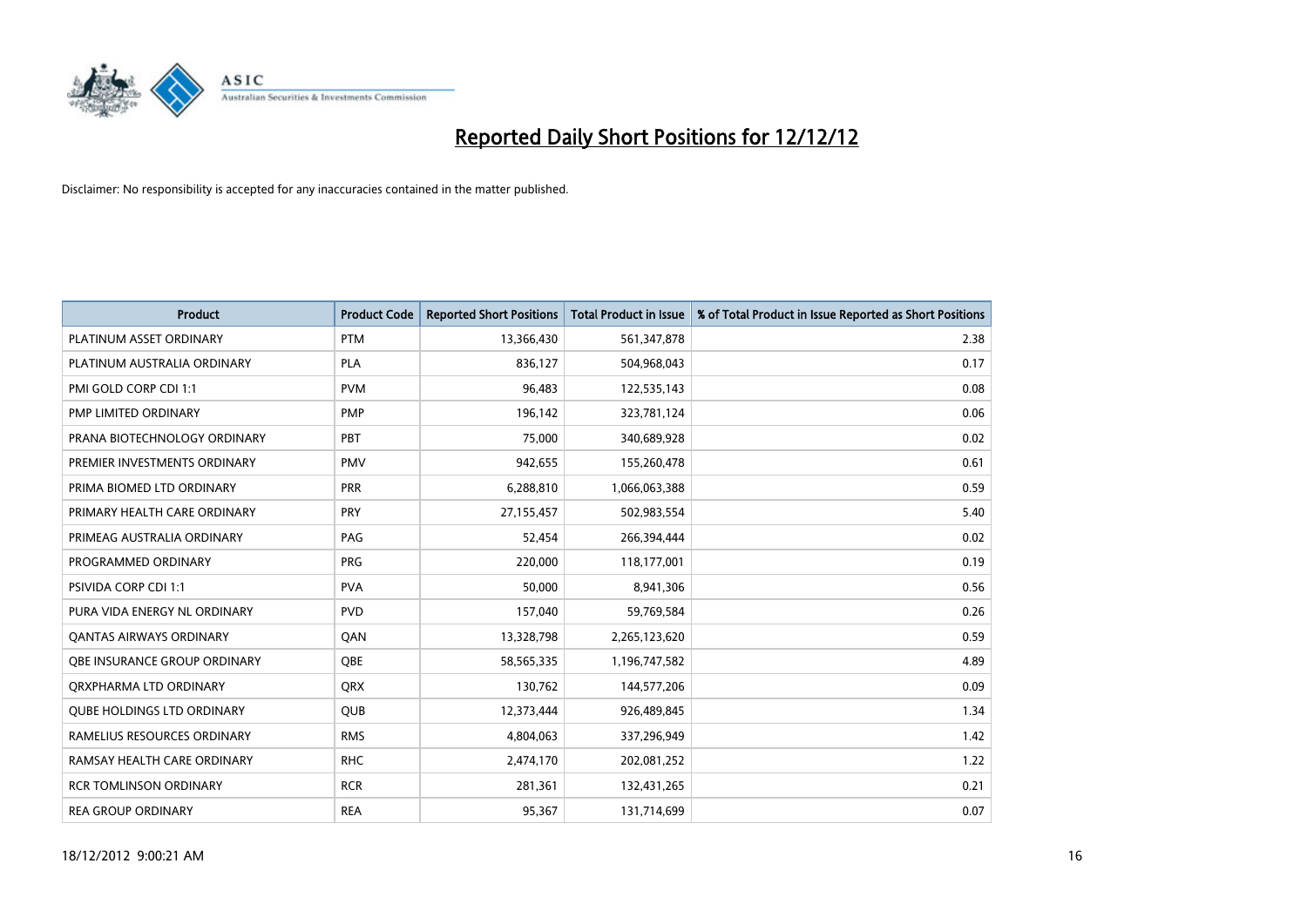# Reported Daily Short Positions for 12/12/12

Disclaimer: No responsibility is accepted for any inaccuracies contained in the matter published.

| Product | Product Code | Reported Short Positions | Total Product in Issue | % of Total Product in Issue Reported as Short Positions |
|---|---|---|---|---|
| PLATINUM ASSET ORDINARY | PTM | 13,366,430 | 561,347,878 | 2.38 |
| PLATINUM AUSTRALIA ORDINARY | PLA | 836,127 | 504,968,043 | 0.17 |
| PMI GOLD CORP CDI 1:1 | PVM | 96,483 | 122,535,143 | 0.08 |
| PMP LIMITED ORDINARY | PMP | 196,142 | 323,781,124 | 0.06 |
| PRANA BIOTECHNOLOGY ORDINARY | PBT | 75,000 | 340,689,928 | 0.02 |
| PREMIER INVESTMENTS ORDINARY | PMV | 942,655 | 155,260,478 | 0.61 |
| PRIMA BIOMED LTD ORDINARY | PRR | 6,288,810 | 1,066,063,388 | 0.59 |
| PRIMARY HEALTH CARE ORDINARY | PRY | 27,155,457 | 502,983,554 | 5.40 |
| PRIMEAG AUSTRALIA ORDINARY | PAG | 52,454 | 266,394,444 | 0.02 |
| PROGRAMMED ORDINARY | PRG | 220,000 | 118,177,001 | 0.19 |
| PSIVIDA CORP CDI 1:1 | PVA | 50,000 | 8,941,306 | 0.56 |
| PURA VIDA ENERGY NL ORDINARY | PVD | 157,040 | 59,769,584 | 0.26 |
| QANTAS AIRWAYS ORDINARY | QAN | 13,328,798 | 2,265,123,620 | 0.59 |
| QBE INSURANCE GROUP ORDINARY | QBE | 58,565,335 | 1,196,747,582 | 4.89 |
| QRXPHARMA LTD ORDINARY | QRX | 130,762 | 144,577,206 | 0.09 |
| QUBE HOLDINGS LTD ORDINARY | QUB | 12,373,444 | 926,489,845 | 1.34 |
| RAMELIUS RESOURCES ORDINARY | RMS | 4,804,063 | 337,296,949 | 1.42 |
| RAMSAY HEALTH CARE ORDINARY | RHC | 2,474,170 | 202,081,252 | 1.22 |
| RCR TOMLINSON ORDINARY | RCR | 281,361 | 132,431,265 | 0.21 |
| REA GROUP ORDINARY | REA | 95,367 | 131,714,699 | 0.07 |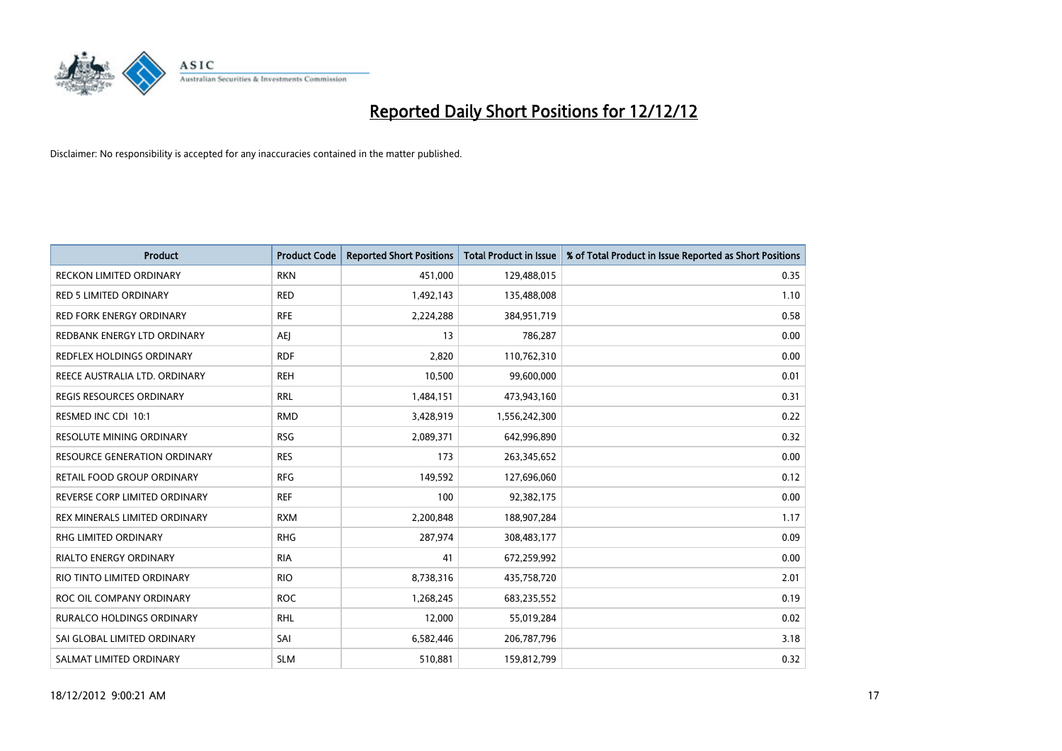# Reported Daily Short Positions for 12/12/12

Disclaimer: No responsibility is accepted for any inaccuracies contained in the matter published.

| Product | Product Code | Reported Short Positions | Total Product in Issue | % of Total Product in Issue Reported as Short Positions |
|---|---|---|---|---|
| RECKON LIMITED ORDINARY | RKN | 451,000 | 129,488,015 | 0.35 |
| RED 5 LIMITED ORDINARY | RED | 1,492,143 | 135,488,008 | 1.10 |
| RED FORK ENERGY ORDINARY | RFE | 2,224,288 | 384,951,719 | 0.58 |
| REDBANK ENERGY LTD ORDINARY | AEJ | 13 | 786,287 | 0.00 |
| REDFLEX HOLDINGS ORDINARY | RDF | 2,820 | 110,762,310 | 0.00 |
| REECE AUSTRALIA LTD. ORDINARY | REH | 10,500 | 99,600,000 | 0.01 |
| REGIS RESOURCES ORDINARY | RRL | 1,484,151 | 473,943,160 | 0.31 |
| RESMED INC CDI 10:1 | RMD | 3,428,919 | 1,556,242,300 | 0.22 |
| RESOLUTE MINING ORDINARY | RSG | 2,089,371 | 642,996,890 | 0.32 |
| RESOURCE GENERATION ORDINARY | RES | 173 | 263,345,652 | 0.00 |
| RETAIL FOOD GROUP ORDINARY | RFG | 149,592 | 127,696,060 | 0.12 |
| REVERSE CORP LIMITED ORDINARY | REF | 100 | 92,382,175 | 0.00 |
| REX MINERALS LIMITED ORDINARY | RXM | 2,200,848 | 188,907,284 | 1.17 |
| RHG LIMITED ORDINARY | RHG | 287,974 | 308,483,177 | 0.09 |
| RIALTO ENERGY ORDINARY | RIA | 41 | 672,259,992 | 0.00 |
| RIO TINTO LIMITED ORDINARY | RIO | 8,738,316 | 435,758,720 | 2.01 |
| ROC OIL COMPANY ORDINARY | ROC | 1,268,245 | 683,235,552 | 0.19 |
| RURALCO HOLDINGS ORDINARY | RHL | 12,000 | 55,019,284 | 0.02 |
| SAI GLOBAL LIMITED ORDINARY | SAI | 6,582,446 | 206,787,796 | 3.18 |
| SALMAT LIMITED ORDINARY | SLM | 510,881 | 159,812,799 | 0.32 |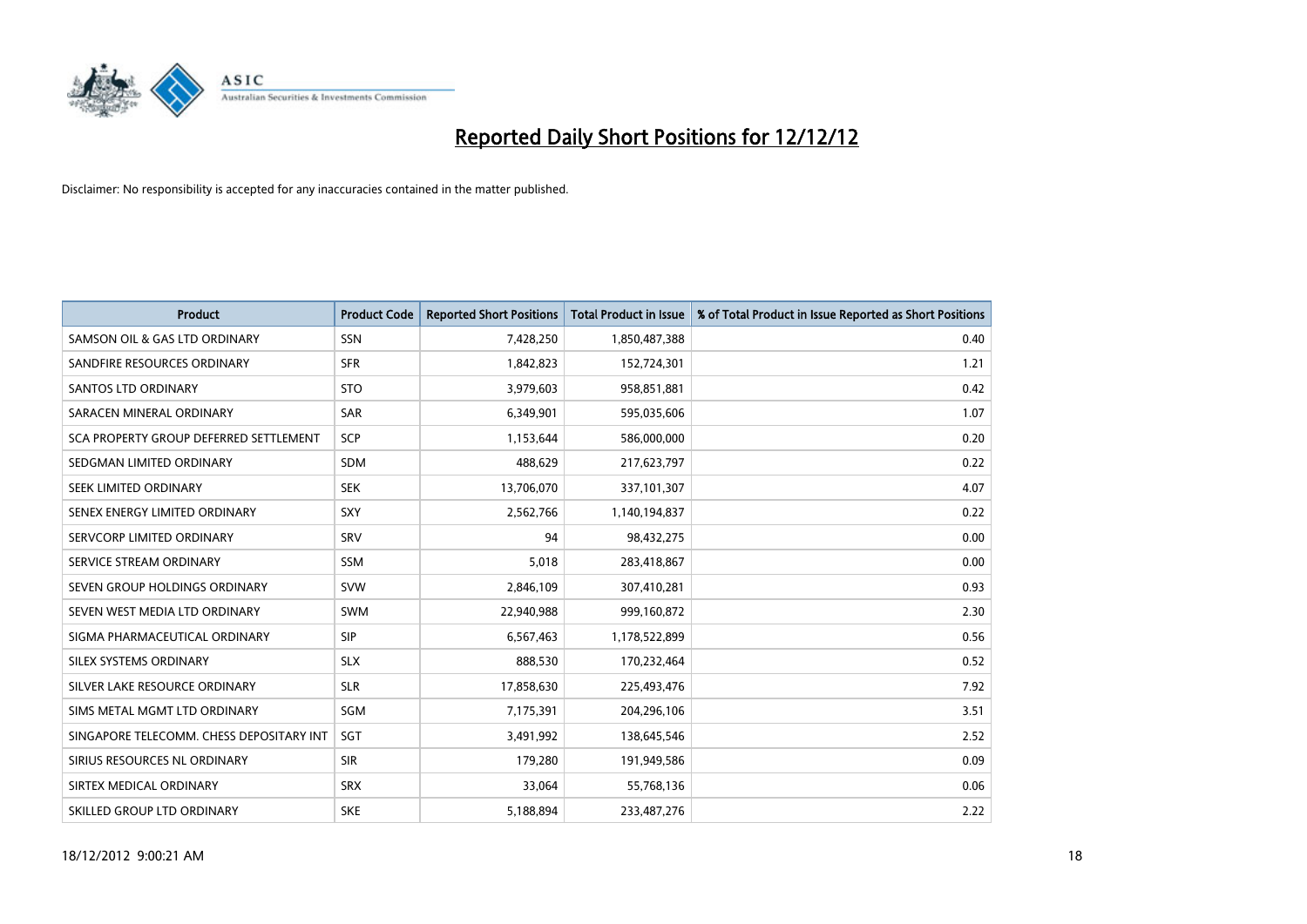# Reported Daily Short Positions for 12/12/12

Disclaimer: No responsibility is accepted for any inaccuracies contained in the matter published.

| Product | Product Code | Reported Short Positions | Total Product in Issue | % of Total Product in Issue Reported as Short Positions |
|---|---|---|---|---|
| SAMSON OIL & GAS LTD ORDINARY | SSN | 7,428,250 | 1,850,487,388 | 0.40 |
| SANDFIRE RESOURCES ORDINARY | SFR | 1,842,823 | 152,724,301 | 1.21 |
| SANTOS LTD ORDINARY | STO | 3,979,603 | 958,851,881 | 0.42 |
| SARACEN MINERAL ORDINARY | SAR | 6,349,901 | 595,035,606 | 1.07 |
| SCA PROPERTY GROUP DEFERRED SETTLEMENT | SCP | 1,153,644 | 586,000,000 | 0.20 |
| SEDGMAN LIMITED ORDINARY | SDM | 488,629 | 217,623,797 | 0.22 |
| SEEK LIMITED ORDINARY | SEK | 13,706,070 | 337,101,307 | 4.07 |
| SENEX ENERGY LIMITED ORDINARY | SXY | 2,562,766 | 1,140,194,837 | 0.22 |
| SERVCORP LIMITED ORDINARY | SRV | 94 | 98,432,275 | 0.00 |
| SERVICE STREAM ORDINARY | SSM | 5,018 | 283,418,867 | 0.00 |
| SEVEN GROUP HOLDINGS ORDINARY | SVW | 2,846,109 | 307,410,281 | 0.93 |
| SEVEN WEST MEDIA LTD ORDINARY | SWM | 22,940,988 | 999,160,872 | 2.30 |
| SIGMA PHARMACEUTICAL ORDINARY | SIP | 6,567,463 | 1,178,522,899 | 0.56 |
| SILEX SYSTEMS ORDINARY | SLX | 888,530 | 170,232,464 | 0.52 |
| SILVER LAKE RESOURCE ORDINARY | SLR | 17,858,630 | 225,493,476 | 7.92 |
| SIMS METAL MGMT LTD ORDINARY | SGM | 7,175,391 | 204,296,106 | 3.51 |
| SINGAPORE TELECOMM. CHESS DEPOSITARY INT | SGT | 3,491,992 | 138,645,546 | 2.52 |
| SIRIUS RESOURCES NL ORDINARY | SIR | 179,280 | 191,949,586 | 0.09 |
| SIRTEX MEDICAL ORDINARY | SRX | 33,064 | 55,768,136 | 0.06 |
| SKILLED GROUP LTD ORDINARY | SKE | 5,188,894 | 233,487,276 | 2.22 |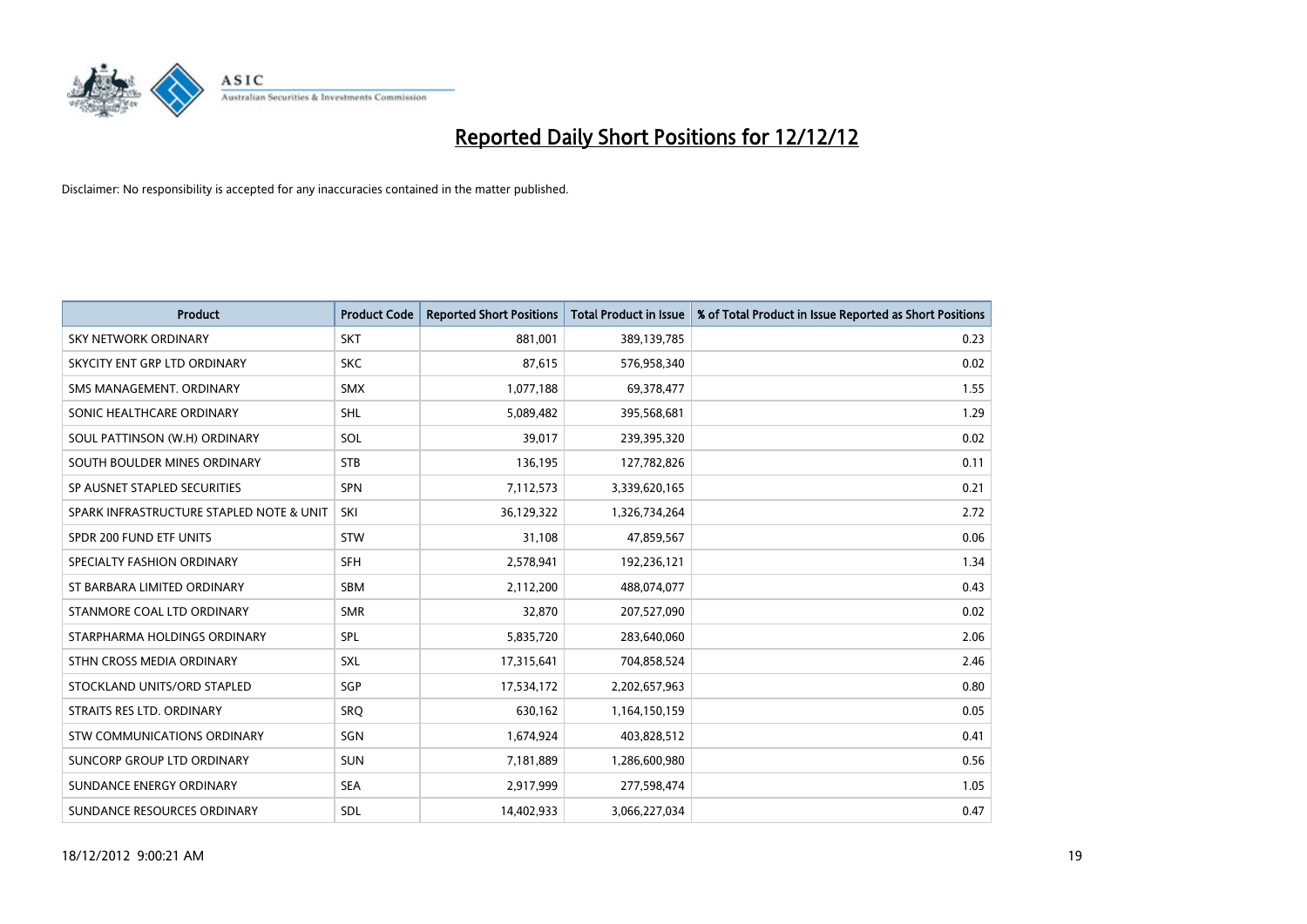# Reported Daily Short Positions for 12/12/12

Disclaimer: No responsibility is accepted for any inaccuracies contained in the matter published.

| Product | Product Code | Reported Short Positions | Total Product in Issue | % of Total Product in Issue Reported as Short Positions |
|---|---|---|---|---|
| SKY NETWORK ORDINARY | SKT | 881,001 | 389,139,785 | 0.23 |
| SKYCITY ENT GRP LTD ORDINARY | SKC | 87,615 | 576,958,340 | 0.02 |
| SMS MANAGEMENT. ORDINARY | SMX | 1,077,188 | 69,378,477 | 1.55 |
| SONIC HEALTHCARE ORDINARY | SHL | 5,089,482 | 395,568,681 | 1.29 |
| SOUL PATTINSON (W.H) ORDINARY | SOL | 39,017 | 239,395,320 | 0.02 |
| SOUTH BOULDER MINES ORDINARY | STB | 136,195 | 127,782,826 | 0.11 |
| SP AUSNET STAPLED SECURITIES | SPN | 7,112,573 | 3,339,620,165 | 0.21 |
| SPARK INFRASTRUCTURE STAPLED NOTE & UNIT | SKI | 36,129,322 | 1,326,734,264 | 2.72 |
| SPDR 200 FUND ETF UNITS | STW | 31,108 | 47,859,567 | 0.06 |
| SPECIALTY FASHION ORDINARY | SFH | 2,578,941 | 192,236,121 | 1.34 |
| ST BARBARA LIMITED ORDINARY | SBM | 2,112,200 | 488,074,077 | 0.43 |
| STANMORE COAL LTD ORDINARY | SMR | 32,870 | 207,527,090 | 0.02 |
| STARPHARMA HOLDINGS ORDINARY | SPL | 5,835,720 | 283,640,060 | 2.06 |
| STHN CROSS MEDIA ORDINARY | SXL | 17,315,641 | 704,858,524 | 2.46 |
| STOCKLAND UNITS/ORD STAPLED | SGP | 17,534,172 | 2,202,657,963 | 0.80 |
| STRAITS RES LTD. ORDINARY | SRQ | 630,162 | 1,164,150,159 | 0.05 |
| STW COMMUNICATIONS ORDINARY | SGN | 1,674,924 | 403,828,512 | 0.41 |
| SUNCORP GROUP LTD ORDINARY | SUN | 7,181,889 | 1,286,600,980 | 0.56 |
| SUNDANCE ENERGY ORDINARY | SEA | 2,917,999 | 277,598,474 | 1.05 |
| SUNDANCE RESOURCES ORDINARY | SDL | 14,402,933 | 3,066,227,034 | 0.47 |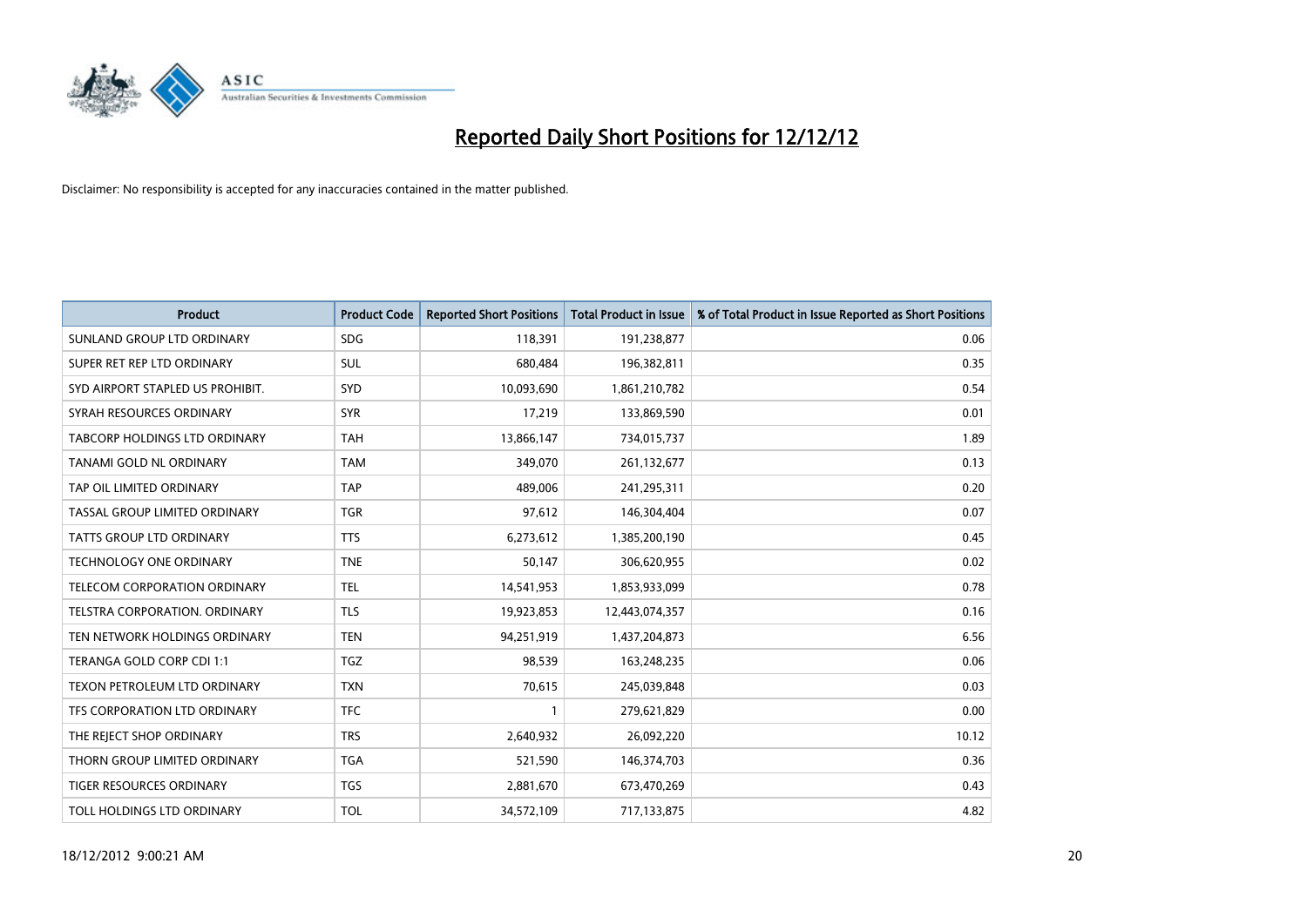# Reported Daily Short Positions for 12/12/12

Disclaimer: No responsibility is accepted for any inaccuracies contained in the matter published.

| Product | Product Code | Reported Short Positions | Total Product in Issue | % of Total Product in Issue Reported as Short Positions |
|---|---|---|---|---|
| SUNLAND GROUP LTD ORDINARY | SDG | 118,391 | 191,238,877 | 0.06 |
| SUPER RET REP LTD ORDINARY | SUL | 680,484 | 196,382,811 | 0.35 |
| SYD AIRPORT STAPLED US PROHIBIT. | SYD | 10,093,690 | 1,861,210,782 | 0.54 |
| SYRAH RESOURCES ORDINARY | SYR | 17,219 | 133,869,590 | 0.01 |
| TABCORP HOLDINGS LTD ORDINARY | TAH | 13,866,147 | 734,015,737 | 1.89 |
| TANAMI GOLD NL ORDINARY | TAM | 349,070 | 261,132,677 | 0.13 |
| TAP OIL LIMITED ORDINARY | TAP | 489,006 | 241,295,311 | 0.20 |
| TASSAL GROUP LIMITED ORDINARY | TGR | 97,612 | 146,304,404 | 0.07 |
| TATTS GROUP LTD ORDINARY | TTS | 6,273,612 | 1,385,200,190 | 0.45 |
| TECHNOLOGY ONE ORDINARY | TNE | 50,147 | 306,620,955 | 0.02 |
| TELECOM CORPORATION ORDINARY | TEL | 14,541,953 | 1,853,933,099 | 0.78 |
| TELSTRA CORPORATION. ORDINARY | TLS | 19,923,853 | 12,443,074,357 | 0.16 |
| TEN NETWORK HOLDINGS ORDINARY | TEN | 94,251,919 | 1,437,204,873 | 6.56 |
| TERANGA GOLD CORP CDI 1:1 | TGZ | 98,539 | 163,248,235 | 0.06 |
| TEXON PETROLEUM LTD ORDINARY | TXN | 70,615 | 245,039,848 | 0.03 |
| TFS CORPORATION LTD ORDINARY | TFC | 1 | 279,621,829 | 0.00 |
| THE REJECT SHOP ORDINARY | TRS | 2,640,932 | 26,092,220 | 10.12 |
| THORN GROUP LIMITED ORDINARY | TGA | 521,590 | 146,374,703 | 0.36 |
| TIGER RESOURCES ORDINARY | TGS | 2,881,670 | 673,470,269 | 0.43 |
| TOLL HOLDINGS LTD ORDINARY | TOL | 34,572,109 | 717,133,875 | 4.82 |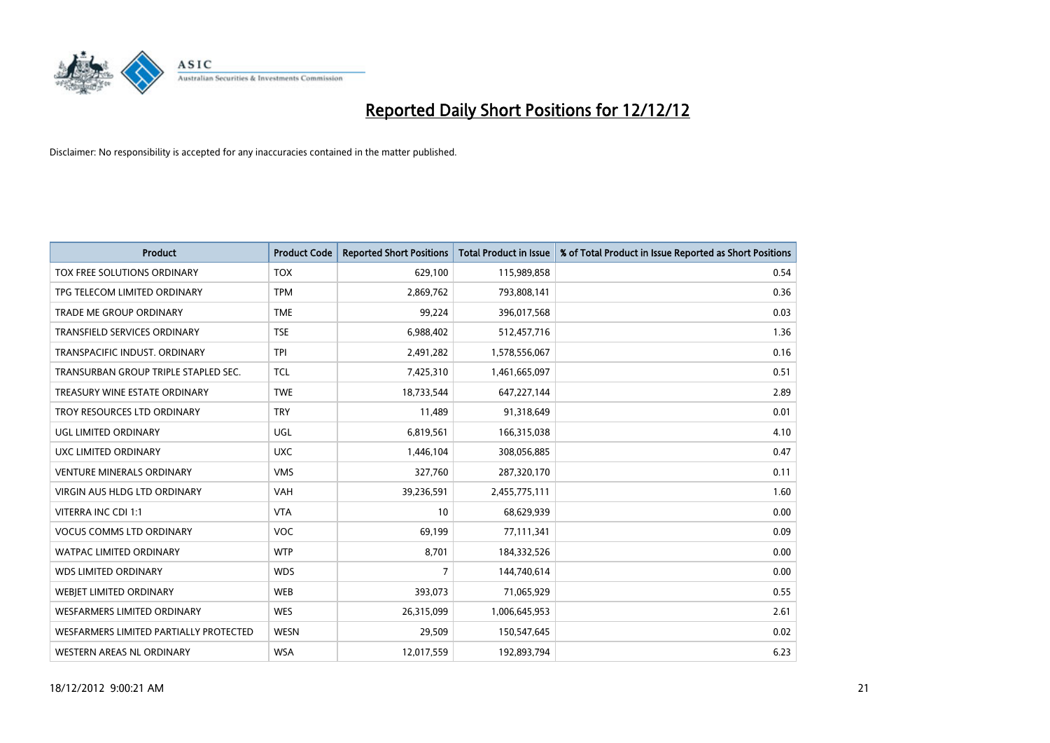# Reported Daily Short Positions for 12/12/12

Disclaimer: No responsibility is accepted for any inaccuracies contained in the matter published.

| Product | Product Code | Reported Short Positions | Total Product in Issue | % of Total Product in Issue Reported as Short Positions |
|---|---|---|---|---|
| TOX FREE SOLUTIONS ORDINARY | TOX | 629,100 | 115,989,858 | 0.54 |
| TPG TELECOM LIMITED ORDINARY | TPM | 2,869,762 | 793,808,141 | 0.36 |
| TRADE ME GROUP ORDINARY | TME | 99,224 | 396,017,568 | 0.03 |
| TRANSFIELD SERVICES ORDINARY | TSE | 6,988,402 | 512,457,716 | 1.36 |
| TRANSPACIFIC INDUST. ORDINARY | TPI | 2,491,282 | 1,578,556,067 | 0.16 |
| TRANSURBAN GROUP TRIPLE STAPLED SEC. | TCL | 7,425,310 | 1,461,665,097 | 0.51 |
| TREASURY WINE ESTATE ORDINARY | TWE | 18,733,544 | 647,227,144 | 2.89 |
| TROY RESOURCES LTD ORDINARY | TRY | 11,489 | 91,318,649 | 0.01 |
| UGL LIMITED ORDINARY | UGL | 6,819,561 | 166,315,038 | 4.10 |
| UXC LIMITED ORDINARY | UXC | 1,446,104 | 308,056,885 | 0.47 |
| VENTURE MINERALS ORDINARY | VMS | 327,760 | 287,320,170 | 0.11 |
| VIRGIN AUS HLDG LTD ORDINARY | VAH | 39,236,591 | 2,455,775,111 | 1.60 |
| VITERRA INC CDI 1:1 | VTA | 10 | 68,629,939 | 0.00 |
| VOCUS COMMS LTD ORDINARY | VOC | 69,199 | 77,111,341 | 0.09 |
| WATPAC LIMITED ORDINARY | WTP | 8,701 | 184,332,526 | 0.00 |
| WDS LIMITED ORDINARY | WDS | 7 | 144,740,614 | 0.00 |
| WEBJET LIMITED ORDINARY | WEB | 393,073 | 71,065,929 | 0.55 |
| WESFARMERS LIMITED ORDINARY | WES | 26,315,099 | 1,006,645,953 | 2.61 |
| WESFARMERS LIMITED PARTIALLY PROTECTED | WESN | 29,509 | 150,547,645 | 0.02 |
| WESTERN AREAS NL ORDINARY | WSA | 12,017,559 | 192,893,794 | 6.23 |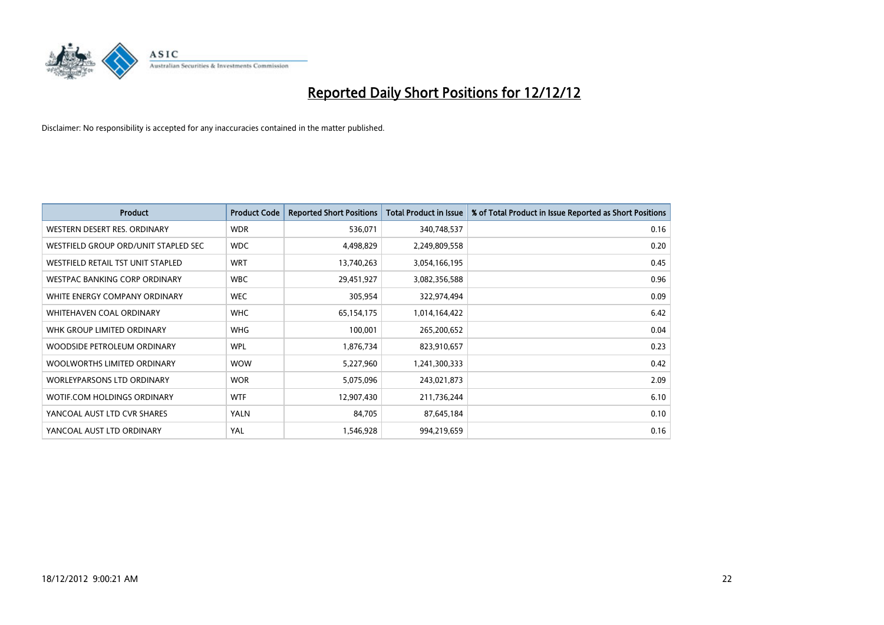# Reported Daily Short Positions for 12/12/12

Disclaimer: No responsibility is accepted for any inaccuracies contained in the matter published.

| Product | Product Code | Reported Short Positions | Total Product in Issue | % of Total Product in Issue Reported as Short Positions |
|---|---|---|---|---|
| WESTERN DESERT RES. ORDINARY | WDR | 536,071 | 340,748,537 | 0.16 |
| WESTFIELD GROUP ORD/UNIT STAPLED SEC | WDC | 4,498,829 | 2,249,809,558 | 0.20 |
| WESTFIELD RETAIL TST UNIT STAPLED | WRT | 13,740,263 | 3,054,166,195 | 0.45 |
| WESTPAC BANKING CORP ORDINARY | WBC | 29,451,927 | 3,082,356,588 | 0.96 |
| WHITE ENERGY COMPANY ORDINARY | WEC | 305,954 | 322,974,494 | 0.09 |
| WHITEHAVEN COAL ORDINARY | WHC | 65,154,175 | 1,014,164,422 | 6.42 |
| WHK GROUP LIMITED ORDINARY | WHG | 100,001 | 265,200,652 | 0.04 |
| WOODSIDE PETROLEUM ORDINARY | WPL | 1,876,734 | 823,910,657 | 0.23 |
| WOOLWORTHS LIMITED ORDINARY | WOW | 5,227,960 | 1,241,300,333 | 0.42 |
| WORLEYPARSONS LTD ORDINARY | WOR | 5,075,096 | 243,021,873 | 2.09 |
| WOTIF.COM HOLDINGS ORDINARY | WTF | 12,907,430 | 211,736,244 | 6.10 |
| YANCOAL AUST LTD CVR SHARES | YALN | 84,705 | 87,645,184 | 0.10 |
| YANCOAL AUST LTD ORDINARY | YAL | 1,546,928 | 994,219,659 | 0.16 |